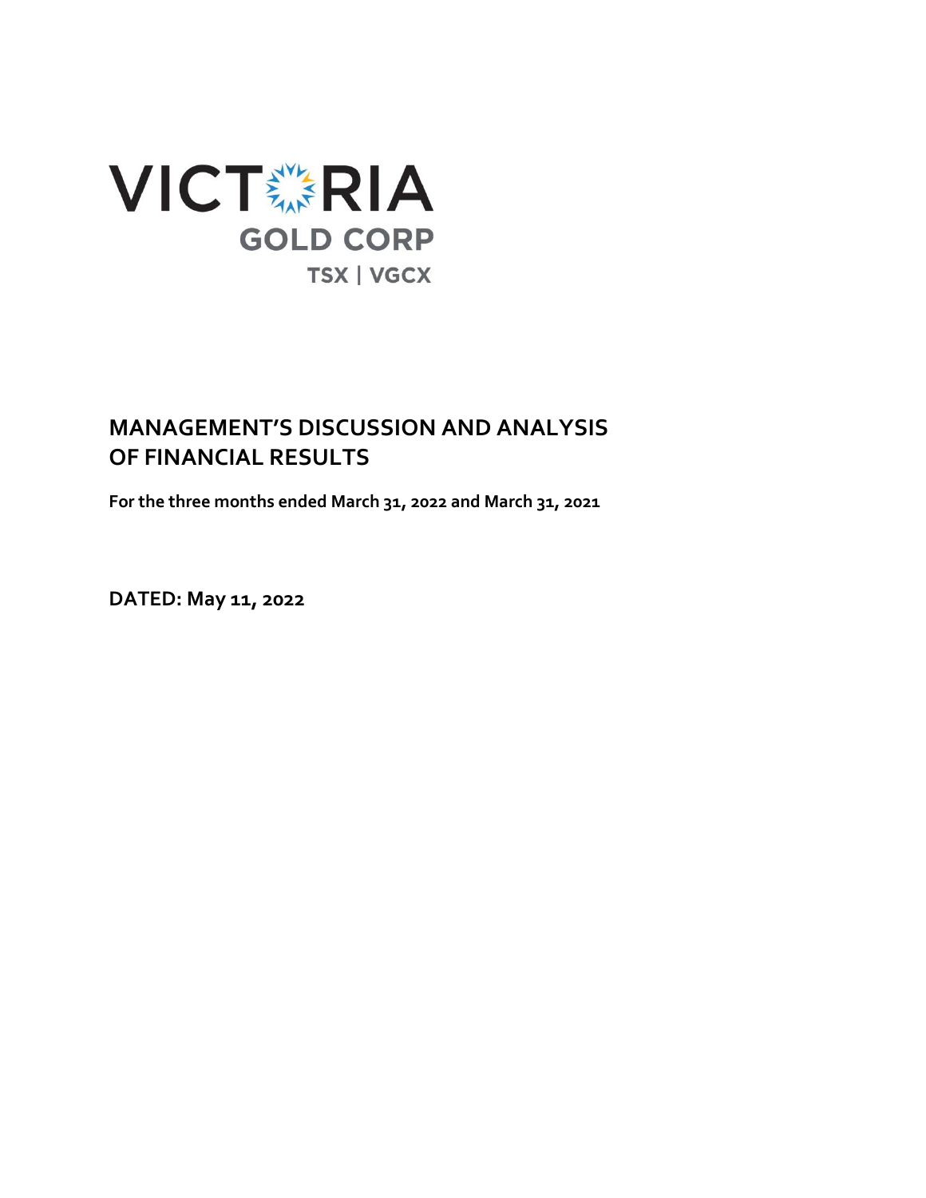VICTORIA
GOLD CORP
TSX | VGCX

# MANAGEMENT'S DISCUSSION AND ANALYSIS OF FINANCIAL RESULTS

**For the three months ended March 31, 2022 and March 31, 2021**

**DATED: May 11, 2022**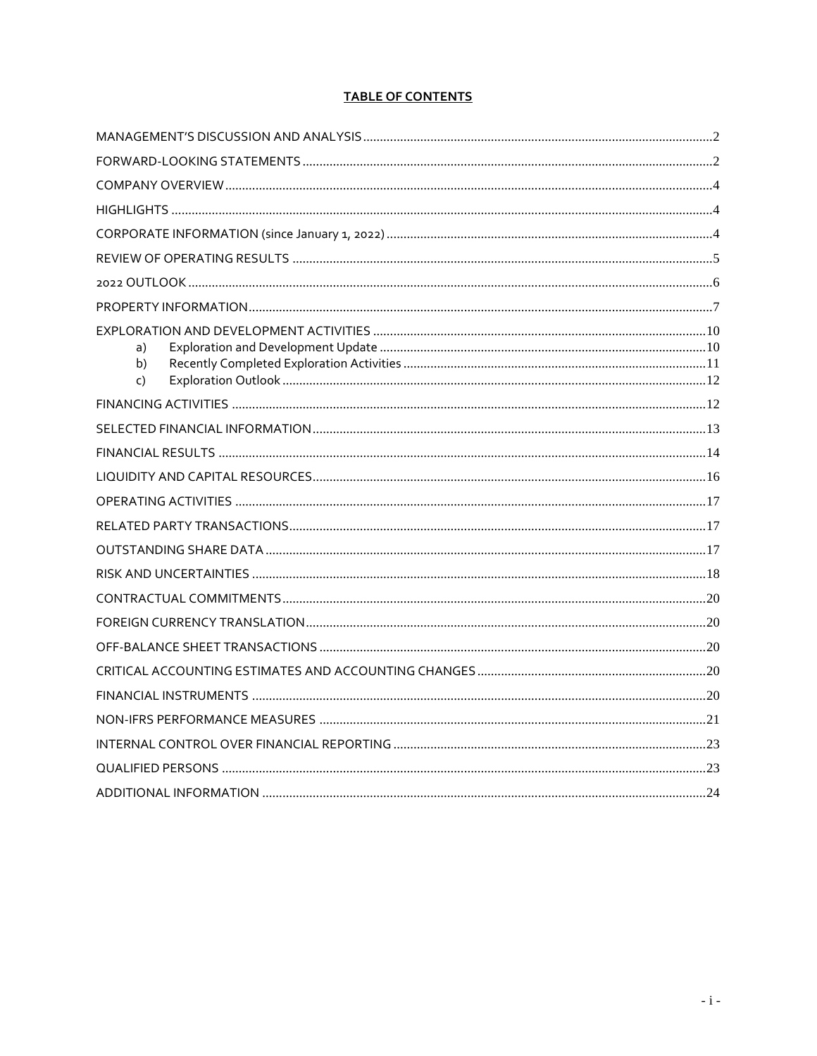# TABLE OF CONTENTS

| | |
|---|---|
| MANAGEMENT'S DISCUSSION AND ANALYSIS | 2 |
| FORWARD-LOOKING STATEMENTS | 2 |
| COMPANY OVERVIEW | 4 |
| HIGHLIGHTS | 4 |
| CORPORATE INFORMATION (since January 1, 2022) | 4 |
| REVIEW OF OPERATING RESULTS | 5 |
| 2022 OUTLOOK | 6 |
| PROPERTY INFORMATION | 7 |
| EXPLORATION AND DEVELOPMENT ACTIVITIES | 10 |
| a) Exploration and Development Update | 10 |
| b) Recently Completed Exploration Activities | 11 |
| c) Exploration Outlook | 12 |
| FINANCING ACTIVITIES | 12 |
| SELECTED FINANCIAL INFORMATION | 13 |
| FINANCIAL RESULTS | 14 |
| LIQUIDITY AND CAPITAL RESOURCES | 16 |
| OPERATING ACTIVITIES | 17 |
| RELATED PARTY TRANSACTIONS | 17 |
| OUTSTANDING SHARE DATA | 17 |
| RISK AND UNCERTAINTIES | 18 |
| CONTRACTUAL COMMITMENTS | 20 |
| FOREIGN CURRENCY TRANSLATION | 20 |
| OFF-BALANCE SHEET TRANSACTIONS | 20 |
| CRITICAL ACCOUNTING ESTIMATES AND ACCOUNTING CHANGES | 20 |
| FINANCIAL INSTRUMENTS | 20 |
| NON-IFRS PERFORMANCE MEASURES | 21 |
| INTERNAL CONTROL OVER FINANCIAL REPORTING | 23 |
| QUALIFIED PERSONS | 23 |
| ADDITIONAL INFORMATION | 24 |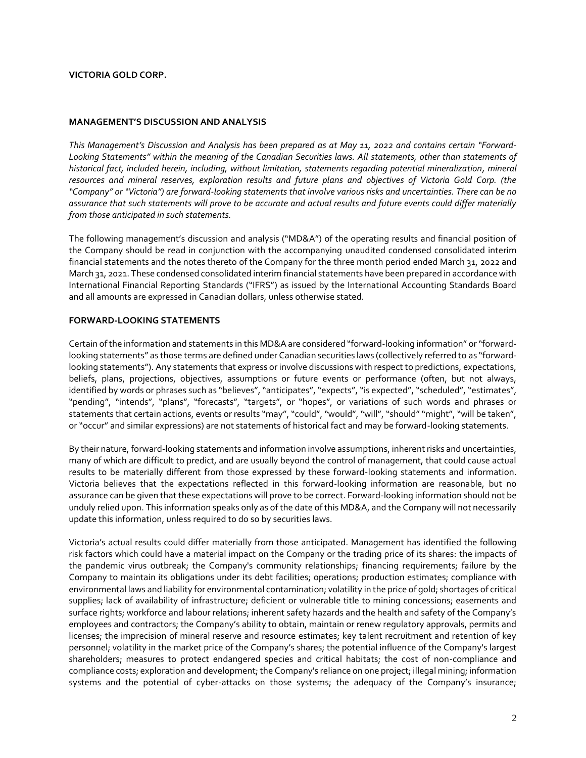**VICTORIA GOLD CORP.**

**MANAGEMENT'S DISCUSSION AND ANALYSIS**

*This Management's Discussion and Analysis has been prepared as at May 11, 2022 and contains certain "Forward-Looking Statements" within the meaning of the Canadian Securities laws. All statements, other than statements of historical fact, included herein, including, without limitation, statements regarding potential mineralization, mineral resources and mineral reserves, exploration results and future plans and objectives of Victoria Gold Corp. (the "Company" or "Victoria") are forward-looking statements that involve various risks and uncertainties. There can be no assurance that such statements will prove to be accurate and actual results and future events could differ materially from those anticipated in such statements.*

The following management's discussion and analysis ("MD&A") of the operating results and financial position of the Company should be read in conjunction with the accompanying unaudited condensed consolidated interim financial statements and the notes thereto of the Company for the three month period ended March 31, 2022 and March 31, 2021. These condensed consolidated interim financial statements have been prepared in accordance with International Financial Reporting Standards ("IFRS") as issued by the International Accounting Standards Board and all amounts are expressed in Canadian dollars, unless otherwise stated.

**FORWARD-LOOKING STATEMENTS**

Certain of the information and statements in this MD&A are considered "forward-looking information" or "forward-looking statements" as those terms are defined under Canadian securities laws (collectively referred to as "forward-looking statements"). Any statements that express or involve discussions with respect to predictions, expectations, beliefs, plans, projections, objectives, assumptions or future events or performance (often, but not always, identified by words or phrases such as "believes", "anticipates", "expects", "is expected", "scheduled", "estimates", "pending", "intends", "plans", "forecasts", "targets", or "hopes", or variations of such words and phrases or statements that certain actions, events or results "may", "could", "would", "will", "should" "might", "will be taken", or "occur" and similar expressions) are not statements of historical fact and may be forward-looking statements.

By their nature, forward-looking statements and information involve assumptions, inherent risks and uncertainties, many of which are difficult to predict, and are usually beyond the control of management, that could cause actual results to be materially different from those expressed by these forward-looking statements and information. Victoria believes that the expectations reflected in this forward-looking information are reasonable, but no assurance can be given that these expectations will prove to be correct. Forward-looking information should not be unduly relied upon. This information speaks only as of the date of this MD&A, and the Company will not necessarily update this information, unless required to do so by securities laws.

Victoria's actual results could differ materially from those anticipated. Management has identified the following risk factors which could have a material impact on the Company or the trading price of its shares: the impacts of the pandemic virus outbreak; the Company's community relationships; financing requirements; failure by the Company to maintain its obligations under its debt facilities; operations; production estimates; compliance with environmental laws and liability for environmental contamination; volatility in the price of gold; shortages of critical supplies; lack of availability of infrastructure; deficient or vulnerable title to mining concessions; easements and surface rights; workforce and labour relations; inherent safety hazards and the health and safety of the Company's employees and contractors; the Company's ability to obtain, maintain or renew regulatory approvals, permits and licenses; the imprecision of mineral reserve and resource estimates; key talent recruitment and retention of key personnel; volatility in the market price of the Company's shares; the potential influence of the Company's largest shareholders; measures to protect endangered species and critical habitats; the cost of non-compliance and compliance costs; exploration and development; the Company's reliance on one project; illegal mining; information systems and the potential of cyber-attacks on those systems; the adequacy of the Company's insurance;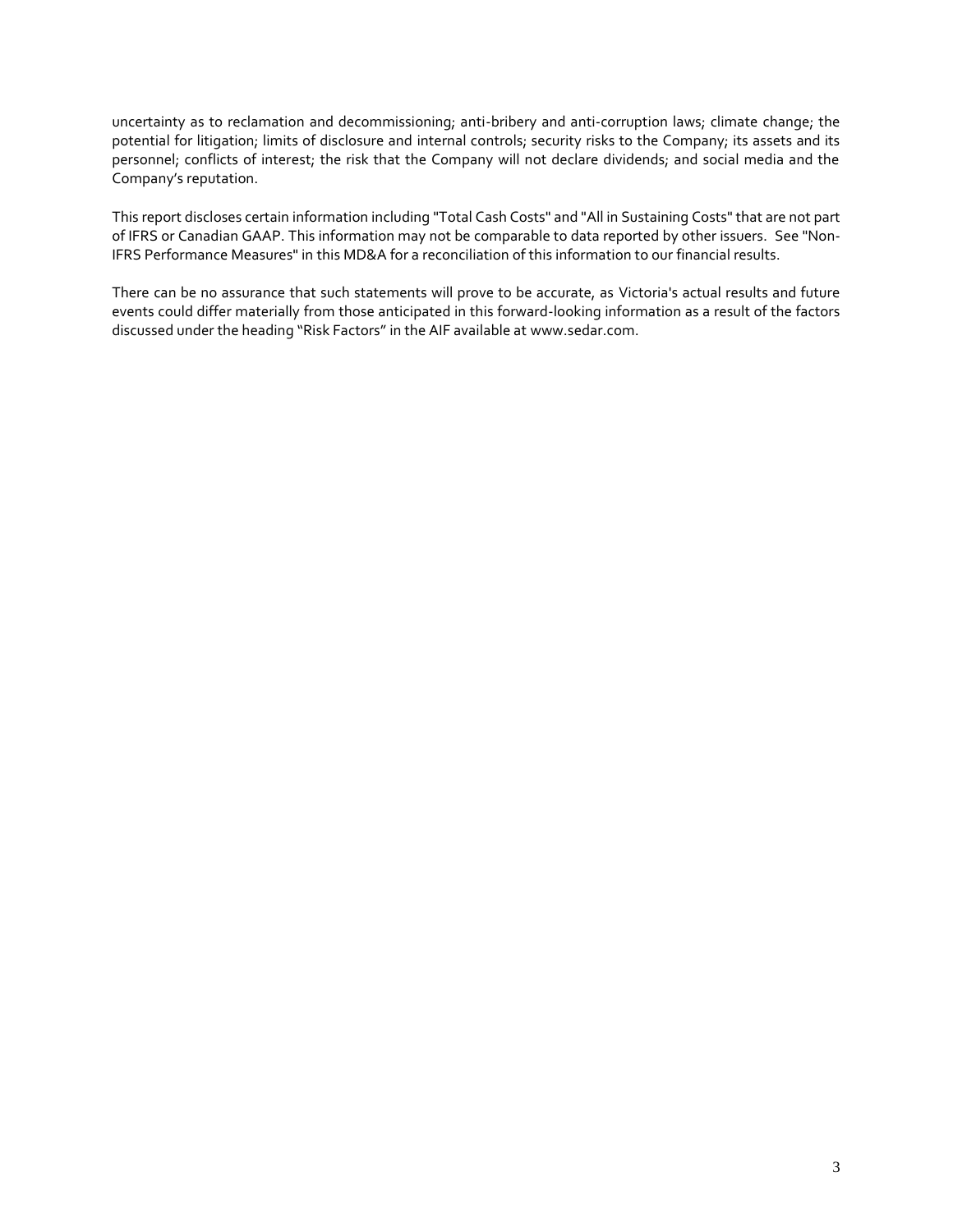uncertainty as to reclamation and decommissioning; anti-bribery and anti-corruption laws; climate change; the potential for litigation; limits of disclosure and internal controls; security risks to the Company; its assets and its personnel; conflicts of interest; the risk that the Company will not declare dividends; and social media and the Company's reputation.

This report discloses certain information including "Total Cash Costs" and "All in Sustaining Costs" that are not part of IFRS or Canadian GAAP. This information may not be comparable to data reported by other issuers. See "Non-IFRS Performance Measures" in this MD&A for a reconciliation of this information to our financial results.

There can be no assurance that such statements will prove to be accurate, as Victoria's actual results and future events could differ materially from those anticipated in this forward-looking information as a result of the factors discussed under the heading "Risk Factors" in the AIF available at www.sedar.com.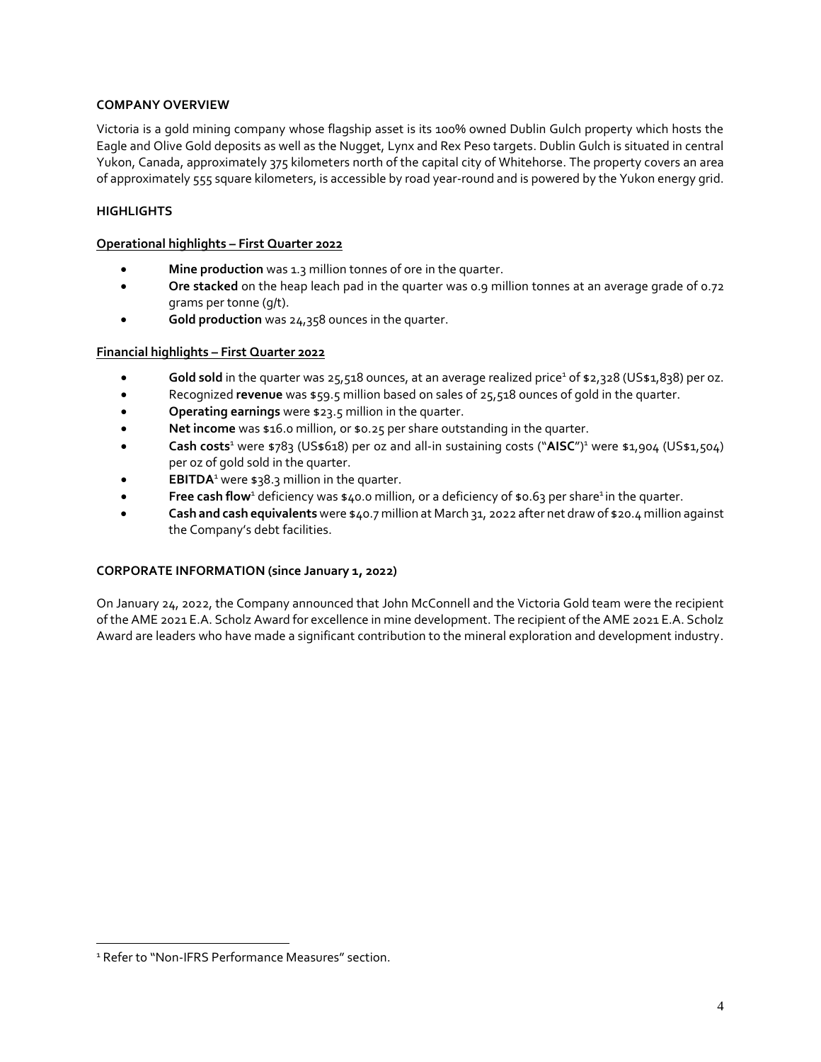## COMPANY OVERVIEW

Victoria is a gold mining company whose flagship asset is its 100% owned Dublin Gulch property which hosts the Eagle and Olive Gold deposits as well as the Nugget, Lynx and Rex Peso targets. Dublin Gulch is situated in central Yukon, Canada, approximately 375 kilometers north of the capital city of Whitehorse. The property covers an area of approximately 555 square kilometers, is accessible by road year-round and is powered by the Yukon energy grid.

## HIGHLIGHTS

### Operational highlights – First Quarter 2022

- **Mine production** was 1.3 million tonnes of ore in the quarter.
- **Ore stacked** on the heap leach pad in the quarter was 0.9 million tonnes at an average grade of 0.72 grams per tonne (g/t).
- **Gold production** was 24,358 ounces in the quarter.

### Financial highlights – First Quarter 2022

- **Gold sold** in the quarter was 25,518 ounces, at an average realized price[1] of $2,328 (US$1,838) per oz.
- Recognized **revenue** was $59.5 million based on sales of 25,518 ounces of gold in the quarter.
- **Operating earnings** were $23.5 million in the quarter.
- **Net income** was $16.0 million, or $0.25 per share outstanding in the quarter.
- **Cash costs**[1] were $783 (US$618) per oz and all-in sustaining costs ("**AISC**")[1] were $1,904 (US$1,504) per oz of gold sold in the quarter.
- **EBITDA**[1] were $38.3 million in the quarter.
- **Free cash flow**[1] deficiency was $40.0 million, or a deficiency of $0.63 per share[1] in the quarter.
- **Cash and cash equivalents** were $40.7 million at March 31, 2022 after net draw of $20.4 million against the Company's debt facilities.

## CORPORATE INFORMATION (since January 1, 2022)

On January 24, 2022, the Company announced that John McConnell and the Victoria Gold team were the recipient of the AME 2021 E.A. Scholz Award for excellence in mine development. The recipient of the AME 2021 E.A. Scholz Award are leaders who have made a significant contribution to the mineral exploration and development industry.

[1] Refer to "Non-IFRS Performance Measures" section.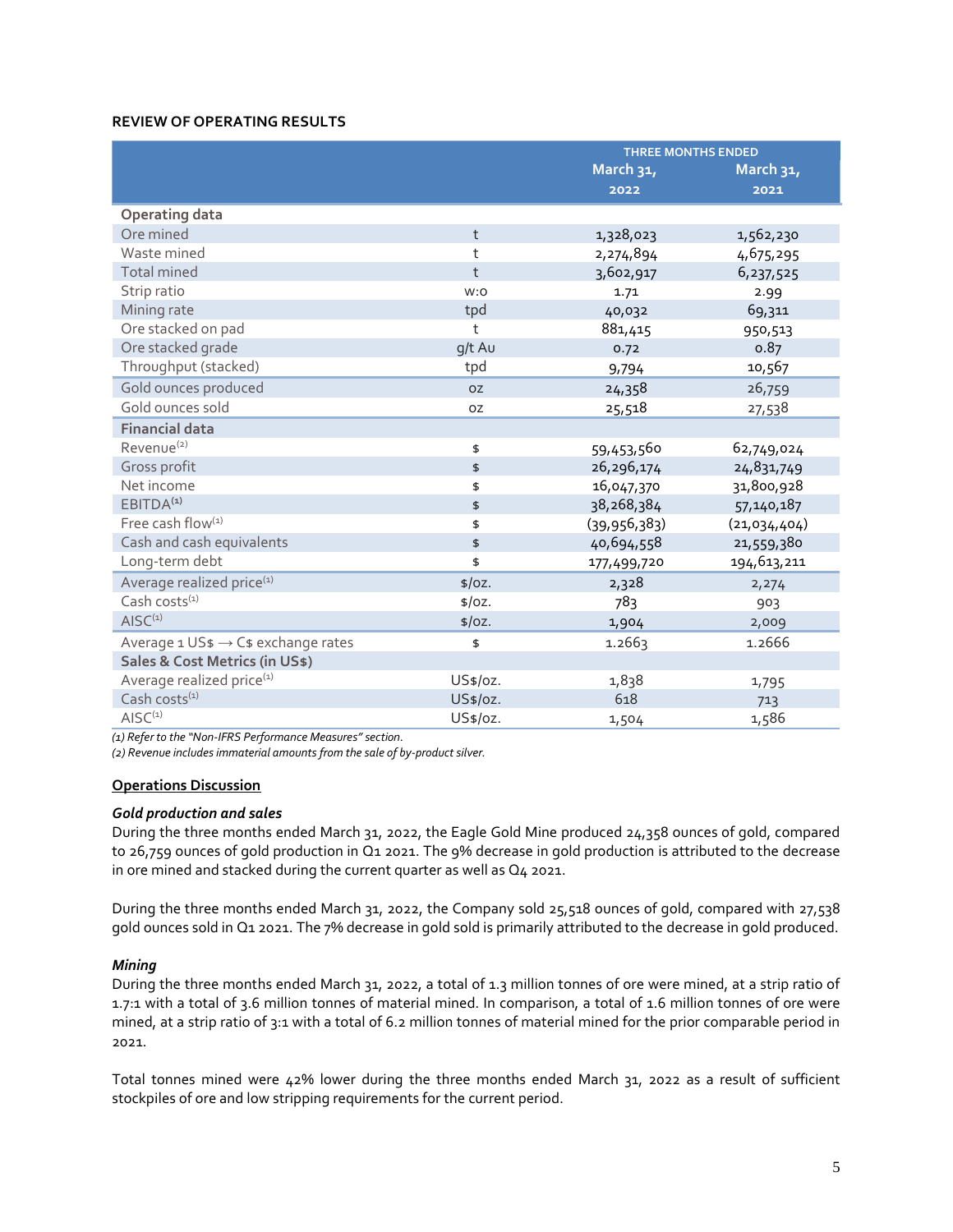## REVIEW OF OPERATING RESULTS

| | | THREE MONTHS ENDED | |
|---|---|---|---|
| | | March 31, 2022 | March 31, 2021 |
| **Operating data** | | | |
| Ore mined | t | 1,328,023 | 1,562,230 |
| Waste mined | t | 2,274,894 | 4,675,295 |
| Total mined | t | 3,602,917 | 6,237,525 |
| Strip ratio | w:o | 1.71 | 2.99 |
| Mining rate | tpd | 40,032 | 69,311 |
| Ore stacked on pad | t | 881,415 | 950,513 |
| Ore stacked grade | g/t Au | 0.72 | 0.87 |
| Throughput (stacked) | tpd | 9,794 | 10,567 |
| Gold ounces produced | oz | 24,358 | 26,759 |
| Gold ounces sold | oz | 25,518 | 27,538 |
| **Financial data** | | | |
| Revenue(2) | $ | 59,453,560 | 62,749,024 |
| Gross profit | $ | 26,296,174 | 24,831,749 |
| Net income | $ | 16,047,370 | 31,800,928 |
| EBITDA(1) | $ | 38,268,384 | 57,140,187 |
| Free cash flow(1) | $ | (39,956,383) | (21,034,404) |
| Cash and cash equivalents | $ | 40,694,558 | 21,559,380 |
| Long-term debt | $ | 177,499,720 | 194,613,211 |
| Average realized price(1) | $/oz. | 2,328 | 2,274 |
| Cash costs(1) | $/oz. | 783 | 903 |
| AISC(1) | $/oz. | 1,904 | 2,009 |
| Average 1 US$ → C$ exchange rates | $ | 1.2663 | 1.2666 |
| **Sales & Cost Metrics (in US$)** | | | |
| Average realized price(1) | US$/oz. | 1,838 | 1,795 |
| Cash costs(1) | US$/oz. | 618 | 713 |
| AISC(1) | US$/oz. | 1,504 | 1,586 |

*(1) Refer to the "Non-IFRS Performance Measures" section.*
*(2) Revenue includes immaterial amounts from the sale of by-product silver.*

### Operations Discussion

***Gold production and sales***

During the three months ended March 31, 2022, the Eagle Gold Mine produced 24,358 ounces of gold, compared to 26,759 ounces of gold production in Q1 2021. The 9% decrease in gold production is attributed to the decrease in ore mined and stacked during the current quarter as well as Q4 2021.

During the three months ended March 31, 2022, the Company sold 25,518 ounces of gold, compared with 27,538 gold ounces sold in Q1 2021. The 7% decrease in gold sold is primarily attributed to the decrease in gold produced.

***Mining***

During the three months ended March 31, 2022, a total of 1.3 million tonnes of ore were mined, at a strip ratio of 1.7:1 with a total of 3.6 million tonnes of material mined. In comparison, a total of 1.6 million tonnes of ore were mined, at a strip ratio of 3:1 with a total of 6.2 million tonnes of material mined for the prior comparable period in 2021.

Total tonnes mined were 42% lower during the three months ended March 31, 2022 as a result of sufficient stockpiles of ore and low stripping requirements for the current period.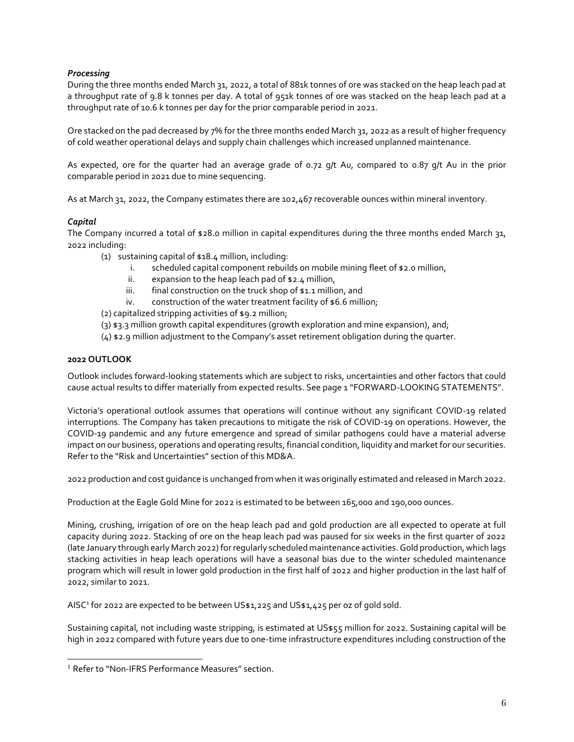### *Processing*

During the three months ended March 31, 2022, a total of 881k tonnes of ore was stacked on the heap leach pad at a throughput rate of 9.8 k tonnes per day. A total of 951k tonnes of ore was stacked on the heap leach pad at a throughput rate of 10.6 k tonnes per day for the prior comparable period in 2021.

Ore stacked on the pad decreased by 7% for the three months ended March 31, 2022 as a result of higher frequency of cold weather operational delays and supply chain challenges which increased unplanned maintenance.

As expected, ore for the quarter had an average grade of 0.72 g/t Au, compared to 0.87 g/t Au in the prior comparable period in 2021 due to mine sequencing.

As at March 31, 2022, the Company estimates there are 102,467 recoverable ounces within mineral inventory.

### *Capital*

The Company incurred a total of $28.0 million in capital expenditures during the three months ended March 31, 2022 including:

(1) sustaining capital of $18.4 million, including:
   i. scheduled capital component rebuilds on mobile mining fleet of $2.0 million,
   ii. expansion to the heap leach pad of $2.4 million,
   iii. final construction on the truck shop of $1.1 million, and
   iv. construction of the water treatment facility of $6.6 million;

(2) capitalized stripping activities of $9.2 million;

(3) $3.3 million growth capital expenditures (growth exploration and mine expansion), and;

(4) $2.9 million adjustment to the Company's asset retirement obligation during the quarter.

## 2022 OUTLOOK

Outlook includes forward-looking statements which are subject to risks, uncertainties and other factors that could cause actual results to differ materially from expected results. See page 1 "FORWARD-LOOKING STATEMENTS".

Victoria's operational outlook assumes that operations will continue without any significant COVID-19 related interruptions. The Company has taken precautions to mitigate the risk of COVID-19 on operations. However, the COVID-19 pandemic and any future emergence and spread of similar pathogens could have a material adverse impact on our business, operations and operating results, financial condition, liquidity and market for our securities. Refer to the "Risk and Uncertainties" section of this MD&A.

2022 production and cost guidance is unchanged from when it was originally estimated and released in March 2022.

Production at the Eagle Gold Mine for 2022 is estimated to be between 165,000 and 190,000 ounces.

Mining, crushing, irrigation of ore on the heap leach pad and gold production are all expected to operate at full capacity during 2022. Stacking of ore on the heap leach pad was paused for six weeks in the first quarter of 2022 (late January through early March 2022) for regularly scheduled maintenance activities. Gold production, which lags stacking activities in heap leach operations will have a seasonal bias due to the winter scheduled maintenance program which will result in lower gold production in the first half of 2022 and higher production in the last half of 2022, similar to 2021.

AISC[1] for 2022 are expected to be between US$1,225 and US$1,425 per oz of gold sold.

Sustaining capital, not including waste stripping, is estimated at US$55 million for 2022. Sustaining capital will be high in 2022 compared with future years due to one-time infrastructure expenditures including construction of the

[1] Refer to "Non-IFRS Performance Measures" section.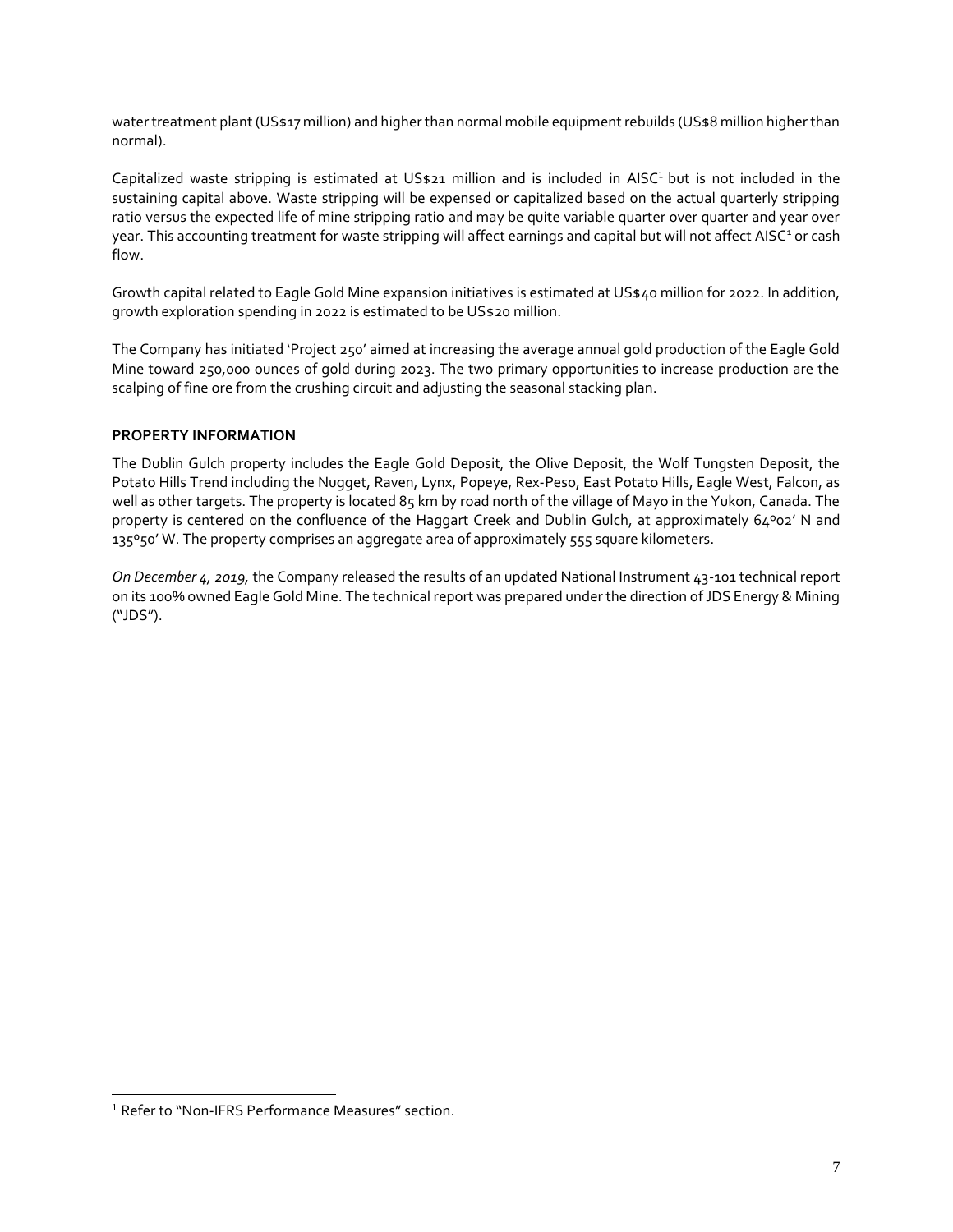water treatment plant (US$17 million) and higher than normal mobile equipment rebuilds (US$8 million higher than normal).

Capitalized waste stripping is estimated at US$21 million and is included in AISC[1] but is not included in the sustaining capital above. Waste stripping will be expensed or capitalized based on the actual quarterly stripping ratio versus the expected life of mine stripping ratio and may be quite variable quarter over quarter and year over year. This accounting treatment for waste stripping will affect earnings and capital but will not affect AISC[1] or cash flow.

Growth capital related to Eagle Gold Mine expansion initiatives is estimated at US$40 million for 2022. In addition, growth exploration spending in 2022 is estimated to be US$20 million.

The Company has initiated 'Project 250' aimed at increasing the average annual gold production of the Eagle Gold Mine toward 250,000 ounces of gold during 2023. The two primary opportunities to increase production are the scalping of fine ore from the crushing circuit and adjusting the seasonal stacking plan.

**PROPERTY INFORMATION**

The Dublin Gulch property includes the Eagle Gold Deposit, the Olive Deposit, the Wolf Tungsten Deposit, the Potato Hills Trend including the Nugget, Raven, Lynx, Popeye, Rex-Peso, East Potato Hills, Eagle West, Falcon, as well as other targets. The property is located 85 km by road north of the village of Mayo in the Yukon, Canada. The property is centered on the confluence of the Haggart Creek and Dublin Gulch, at approximately 64º02' N and 135º50' W. The property comprises an aggregate area of approximately 555 square kilometers.

*On December 4, 2019,* the Company released the results of an updated National Instrument 43-101 technical report on its 100% owned Eagle Gold Mine. The technical report was prepared under the direction of JDS Energy & Mining ("JDS").

[1] Refer to "Non-IFRS Performance Measures" section.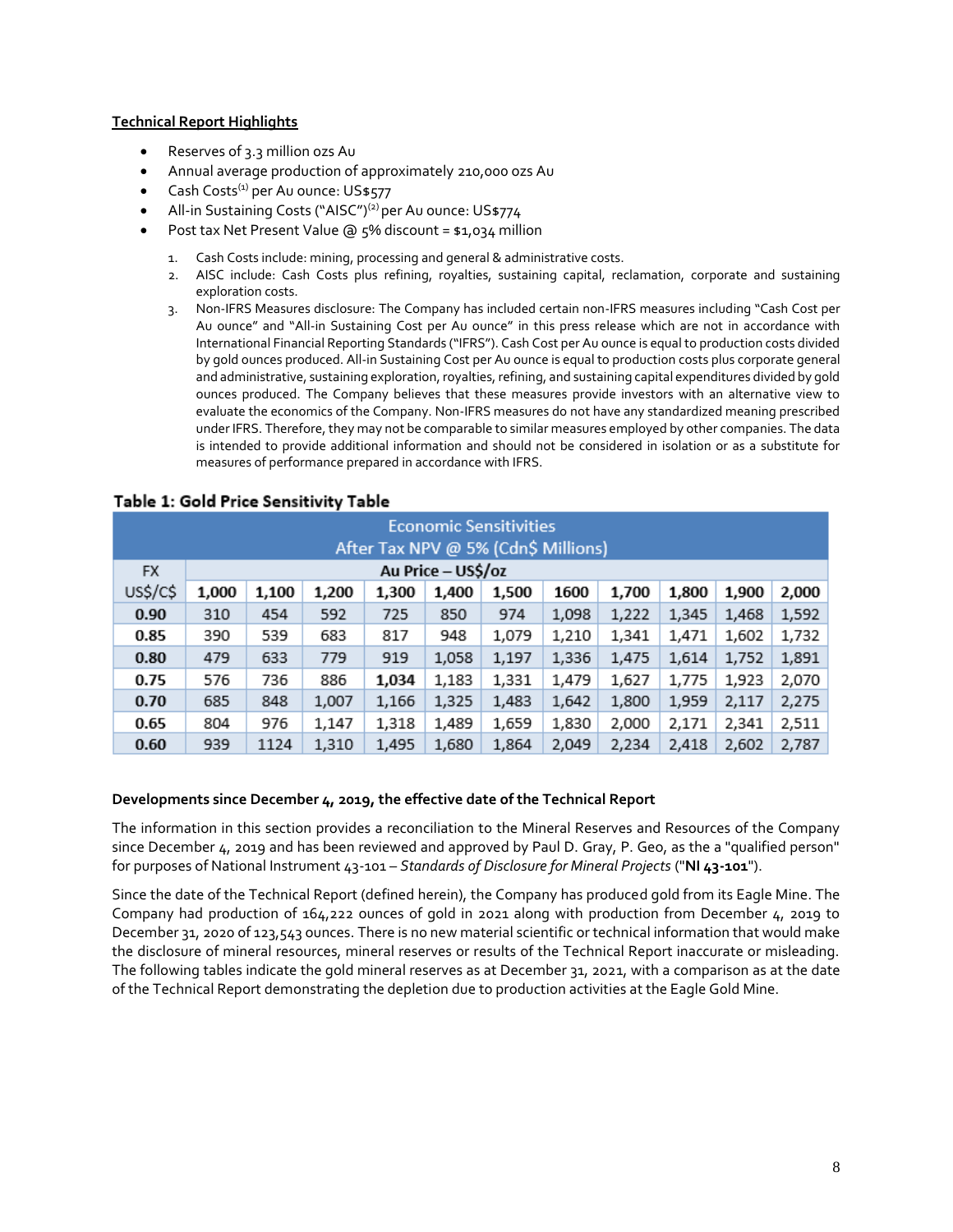### Technical Report Highlights

- Reserves of 3.3 million ozs Au
- Annual average production of approximately 210,000 ozs Au
- Cash Costs[(1)] per Au ounce: US$577
- All-in Sustaining Costs ("AISC")[(2)] per Au ounce: US$774
- Post tax Net Present Value @ 5% discount = $1,034 million

1. Cash Costs include: mining, processing and general & administrative costs.
2. AISC include: Cash Costs plus refining, royalties, sustaining capital, reclamation, corporate and sustaining exploration costs.
3. Non-IFRS Measures disclosure: The Company has included certain non-IFRS measures including "Cash Cost per Au ounce" and "All-in Sustaining Cost per Au ounce" in this press release which are not in accordance with International Financial Reporting Standards ("IFRS"). Cash Cost per Au ounce is equal to production costs divided by gold ounces produced. All-in Sustaining Cost per Au ounce is equal to production costs plus corporate general and administrative, sustaining exploration, royalties, refining, and sustaining capital expenditures divided by gold ounces produced. The Company believes that these measures provide investors with an alternative view to evaluate the economics of the Company. Non-IFRS measures do not have any standardized meaning prescribed under IFRS. Therefore, they may not be comparable to similar measures employed by other companies. The data is intended to provide additional information and should not be considered in isolation or as a substitute for measures of performance prepared in accordance with IFRS.

**Table 1: Gold Price Sensitivity Table**

| Economic Sensitivities After Tax NPV @ 5% (Cdn$ Millions) | | | | | | | | | | | |
|---|---|---|---|---|---|---|---|---|---|---|---|
| FX | Au Price – US$/oz | | | | | | | | | | |
| US$/C$ | 1,000 | 1,100 | 1,200 | 1,300 | 1,400 | 1,500 | 1600 | 1,700 | 1,800 | 1,900 | 2,000 |
| **0.90** | 310 | 454 | 592 | 725 | 850 | 974 | 1,098 | 1,222 | 1,345 | 1,468 | 1,592 |
| **0.85** | 390 | 539 | 683 | 817 | 948 | 1,079 | 1,210 | 1,341 | 1,471 | 1,602 | 1,732 |
| **0.80** | 479 | 633 | 779 | 919 | 1,058 | 1,197 | 1,336 | 1,475 | 1,614 | 1,752 | 1,891 |
| **0.75** | 576 | 736 | 886 | **1,034** | 1,183 | 1,331 | 1,479 | 1,627 | 1,775 | 1,923 | 2,070 |
| **0.70** | 685 | 848 | 1,007 | 1,166 | 1,325 | 1,483 | 1,642 | 1,800 | 1,959 | 2,117 | 2,275 |
| **0.65** | 804 | 976 | 1,147 | 1,318 | 1,489 | 1,659 | 1,830 | 2,000 | 2,171 | 2,341 | 2,511 |
| **0.60** | 939 | 1124 | 1,310 | 1,495 | 1,680 | 1,864 | 2,049 | 2,234 | 2,418 | 2,602 | 2,787 |

**Developments since December 4, 2019, the effective date of the Technical Report**

The information in this section provides a reconciliation to the Mineral Reserves and Resources of the Company since December 4, 2019 and has been reviewed and approved by Paul D. Gray, P. Geo, as the a "qualified person" for purposes of National Instrument 43-101 – *Standards of Disclosure for Mineral Projects* ("**NI 43-101**").

Since the date of the Technical Report (defined herein), the Company has produced gold from its Eagle Mine. The Company had production of 164,222 ounces of gold in 2021 along with production from December 4, 2019 to December 31, 2020 of 123,543 ounces. There is no new material scientific or technical information that would make the disclosure of mineral resources, mineral reserves or results of the Technical Report inaccurate or misleading. The following tables indicate the gold mineral reserves as at December 31, 2021, with a comparison as at the date of the Technical Report demonstrating the depletion due to production activities at the Eagle Gold Mine.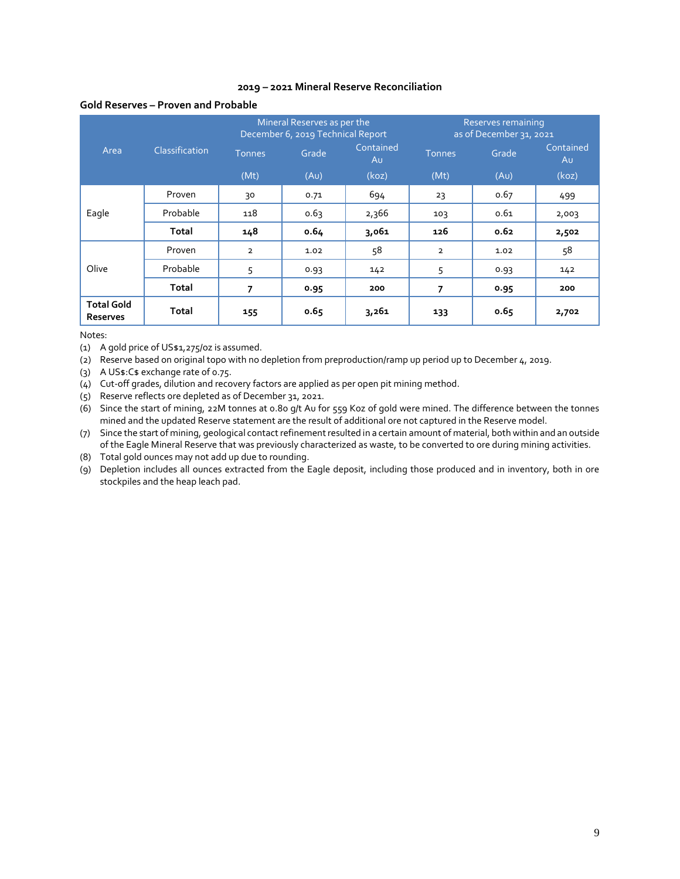**2019 – 2021 Mineral Reserve Reconciliation**

**Gold Reserves – Proven and Probable**

| Area | Classification | Mineral Reserves as per the December 6, 2019 Technical Report | | | Reserves remaining as of December 31, 2021 | | |
|---|---|---|---|---|---|---|---|
| | | Tonnes (Mt) | Grade (Au) | Contained Au (koz) | Tonnes (Mt) | Grade (Au) | Contained Au (koz) |
| Eagle | Proven | 30 | 0.71 | 694 | 23 | 0.67 | 499 |
| | Probable | 118 | 0.63 | 2,366 | 103 | 0.61 | 2,003 |
| | **Total** | **148** | **0.64** | **3,061** | **126** | **0.62** | **2,502** |
| Olive | Proven | 2 | 1.02 | 58 | 2 | 1.02 | 58 |
| | Probable | 5 | 0.93 | 142 | 5 | 0.93 | 142 |
| | **Total** | **7** | **0.95** | **200** | **7** | **0.95** | **200** |
| **Total Gold Reserves** | **Total** | **155** | **0.65** | **3,261** | **133** | **0.65** | **2,702** |

Notes:

(1) A gold price of US$1,275/oz is assumed.

(2) Reserve based on original topo with no depletion from preproduction/ramp up period up to December 4, 2019.

(3) A US$:C$ exchange rate of 0.75.

(4) Cut-off grades, dilution and recovery factors are applied as per open pit mining method.

(5) Reserve reflects ore depleted as of December 31, 2021.

(6) Since the start of mining, 22M tonnes at 0.80 g/t Au for 559 Koz of gold were mined. The difference between the tonnes mined and the updated Reserve statement are the result of additional ore not captured in the Reserve model.

(7) Since the start of mining, geological contact refinement resulted in a certain amount of material, both within and an outside of the Eagle Mineral Reserve that was previously characterized as waste, to be converted to ore during mining activities.

(8) Total gold ounces may not add up due to rounding.

(9) Depletion includes all ounces extracted from the Eagle deposit, including those produced and in inventory, both in ore stockpiles and the heap leach pad.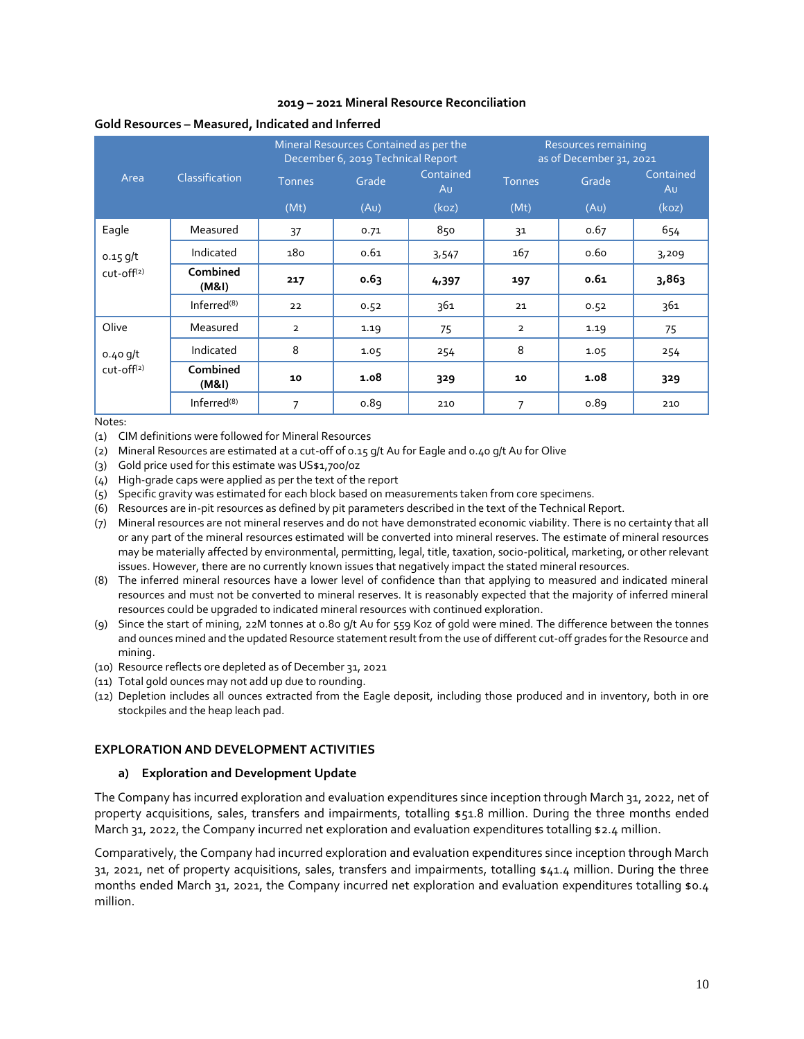**2019 – 2021 Mineral Resource Reconciliation**

**Gold Resources – Measured, Indicated and Inferred**

| Area | Classification | Mineral Resources Contained as per the December 6, 2019 Technical Report | | | Resources remaining as of December 31, 2021 | | |
|---|---|---|---|---|---|---|---|
| | | Tonnes (Mt) | Grade (Au) | Contained Au (koz) | Tonnes (Mt) | Grade (Au) | Contained Au (koz) |
| Eagle 0.15 g/t cut-off(2) | Measured | 37 | 0.71 | 850 | 31 | 0.67 | 654 |
| | Indicated | 180 | 0.61 | 3,547 | 167 | 0.60 | 3,209 |
| | **Combined (M&I)** | **217** | **0.63** | **4,397** | **197** | **0.61** | **3,863** |
| | Inferred(8) | 22 | 0.52 | 361 | 21 | 0.52 | 361 |
| Olive 0.40 g/t cut-off(2) | Measured | 2 | 1.19 | 75 | 2 | 1.19 | 75 |
| | Indicated | 8 | 1.05 | 254 | 8 | 1.05 | 254 |
| | **Combined (M&I)** | **10** | **1.08** | **329** | **10** | **1.08** | **329** |
| | Inferred(8) | 7 | 0.89 | 210 | 7 | 0.89 | 210 |

Notes:

(1) CIM definitions were followed for Mineral Resources

(2) Mineral Resources are estimated at a cut-off of 0.15 g/t Au for Eagle and 0.40 g/t Au for Olive

(3) Gold price used for this estimate was US$1,700/oz

(4) High-grade caps were applied as per the text of the report

(5) Specific gravity was estimated for each block based on measurements taken from core specimens.

(6) Resources are in-pit resources as defined by pit parameters described in the text of the Technical Report.

(7) Mineral resources are not mineral reserves and do not have demonstrated economic viability. There is no certainty that all or any part of the mineral resources estimated will be converted into mineral reserves. The estimate of mineral resources may be materially affected by environmental, permitting, legal, title, taxation, socio-political, marketing, or other relevant issues. However, there are no currently known issues that negatively impact the stated mineral resources.

(8) The inferred mineral resources have a lower level of confidence than that applying to measured and indicated mineral resources and must not be converted to mineral reserves. It is reasonably expected that the majority of inferred mineral resources could be upgraded to indicated mineral resources with continued exploration.

(9) Since the start of mining, 22M tonnes at 0.80 g/t Au for 559 Koz of gold were mined. The difference between the tonnes and ounces mined and the updated Resource statement result from the use of different cut-off grades for the Resource and mining.

(10) Resource reflects ore depleted as of December 31, 2021

(11) Total gold ounces may not add up due to rounding.

(12) Depletion includes all ounces extracted from the Eagle deposit, including those produced and in inventory, both in ore stockpiles and the heap leach pad.

## EXPLORATION AND DEVELOPMENT ACTIVITIES

### a) Exploration and Development Update

The Company has incurred exploration and evaluation expenditures since inception through March 31, 2022, net of property acquisitions, sales, transfers and impairments, totalling $51.8 million. During the three months ended March 31, 2022, the Company incurred net exploration and evaluation expenditures totalling $2.4 million.

Comparatively, the Company had incurred exploration and evaluation expenditures since inception through March 31, 2021, net of property acquisitions, sales, transfers and impairments, totalling $41.4 million. During the three months ended March 31, 2021, the Company incurred net exploration and evaluation expenditures totalling $0.4 million.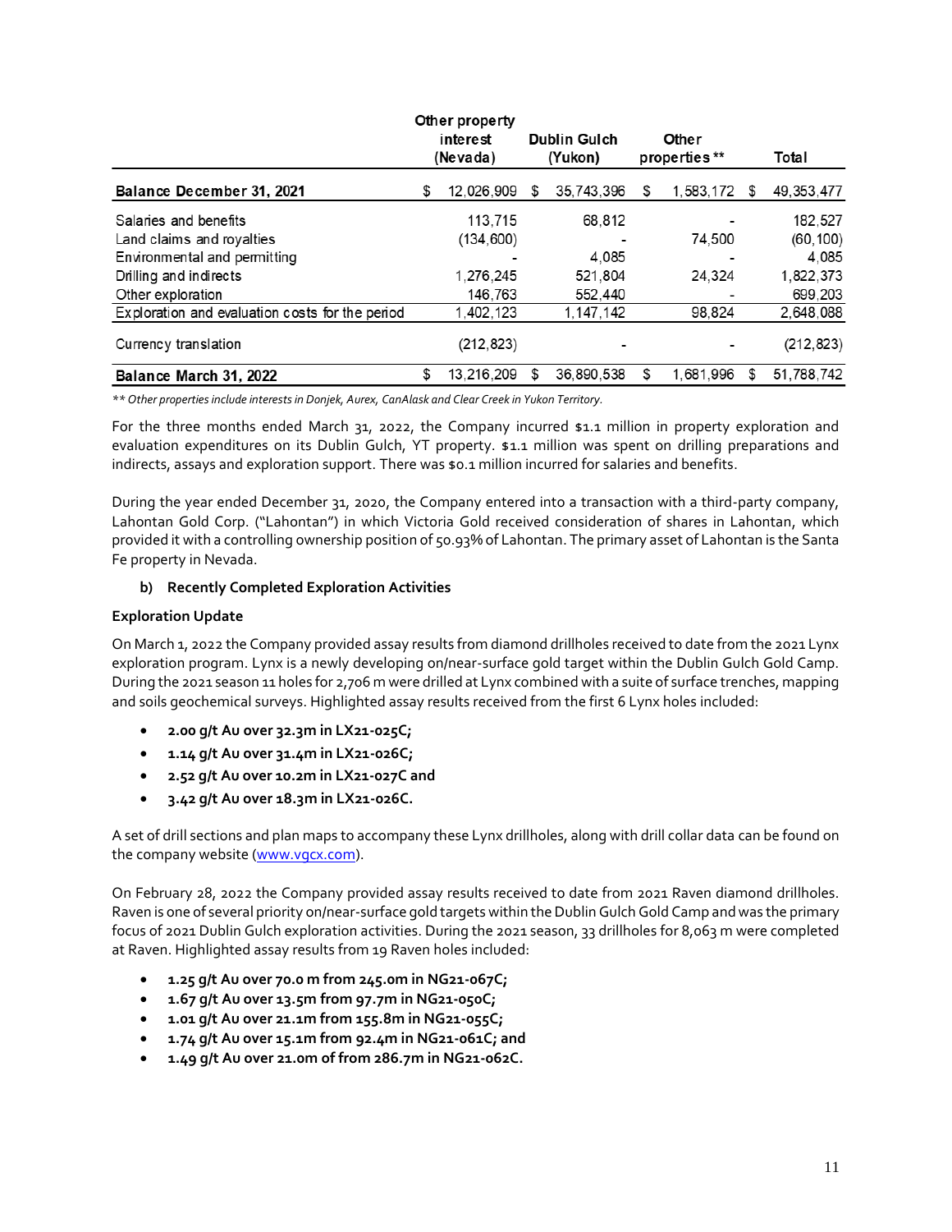| | Other property interest (Nevada) | Dublin Gulch (Yukon) | Other properties ** | Total |
|---|---|---|---|---|
| **Balance December 31, 2021** | $ 12,026,909 | $ 35,743,396 | $ 1,583,172 | $ 49,353,477 |
| Salaries and benefits | 113,715 | 68,812 | - | 182,527 |
| Land claims and royalties | (134,600) | - | 74,500 | (60,100) |
| Environmental and permitting | - | 4,085 | - | 4,085 |
| Drilling and indirects | 1,276,245 | 521,804 | 24,324 | 1,822,373 |
| Other exploration | 146,763 | 552,440 | - | 699,203 |
| Exploration and evaluation costs for the period | 1,402,123 | 1,147,142 | 98,824 | 2,648,088 |
| Currency translation | (212,823) | - | - | (212,823) |
| **Balance March 31, 2022** | $ 13,216,209 | $ 36,890,538 | $ 1,681,996 | $ 51,788,742 |

*** Other properties include interests in Donjek, Aurex, CanAlask and Clear Creek in Yukon Territory.*

For the three months ended March 31, 2022, the Company incurred $1.1 million in property exploration and evaluation expenditures on its Dublin Gulch, YT property. $1.1 million was spent on drilling preparations and indirects, assays and exploration support. There was $0.1 million incurred for salaries and benefits.

During the year ended December 31, 2020, the Company entered into a transaction with a third-party company, Lahontan Gold Corp. ("Lahontan") in which Victoria Gold received consideration of shares in Lahontan, which provided it with a controlling ownership position of 50.93% of Lahontan. The primary asset of Lahontan is the Santa Fe property in Nevada.

**b) Recently Completed Exploration Activities**

**Exploration Update**

On March 1, 2022 the Company provided assay results from diamond drillholes received to date from the 2021 Lynx exploration program. Lynx is a newly developing on/near-surface gold target within the Dublin Gulch Gold Camp. During the 2021 season 11 holes for 2,706 m were drilled at Lynx combined with a suite of surface trenches, mapping and soils geochemical surveys. Highlighted assay results received from the first 6 Lynx holes included:

- **2.00 g/t Au over 32.3m in LX21-025C;**
- **1.14 g/t Au over 31.4m in LX21-026C;**
- **2.52 g/t Au over 10.2m in LX21-027C and**
- **3.42 g/t Au over 18.3m in LX21-026C.**

A set of drill sections and plan maps to accompany these Lynx drillholes, along with drill collar data can be found on the company website (www.vgcx.com).

On February 28, 2022 the Company provided assay results received to date from 2021 Raven diamond drillholes. Raven is one of several priority on/near-surface gold targets within the Dublin Gulch Gold Camp and was the primary focus of 2021 Dublin Gulch exploration activities. During the 2021 season, 33 drillholes for 8,063 m were completed at Raven. Highlighted assay results from 19 Raven holes included:

- **1.25 g/t Au over 70.0 m from 245.0m in NG21-067C;**
- **1.67 g/t Au over 13.5m from 97.7m in NG21-050C;**
- **1.01 g/t Au over 21.1m from 155.8m in NG21-055C;**
- **1.74 g/t Au over 15.1m from 92.4m in NG21-061C; and**
- **1.49 g/t Au over 21.0m of from 286.7m in NG21-062C.**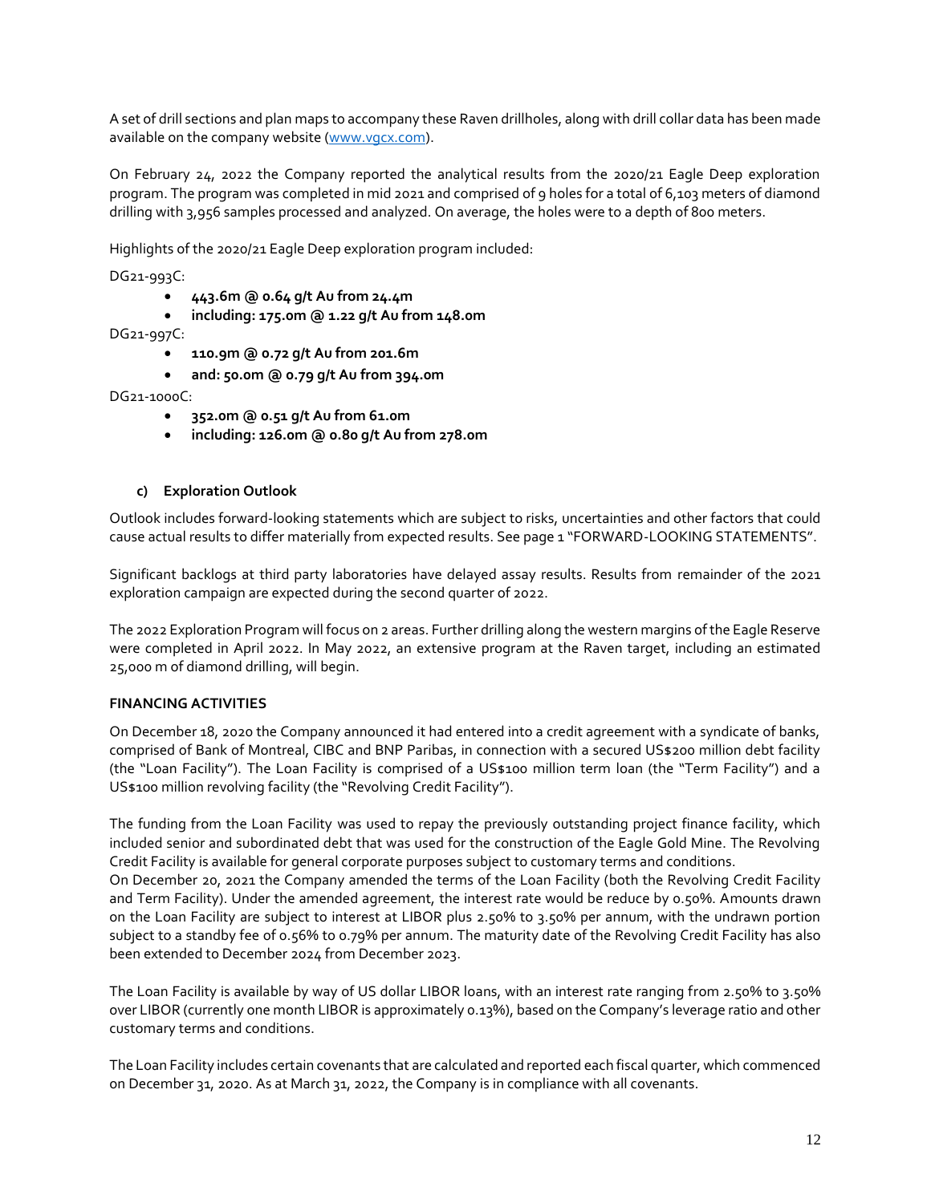A set of drill sections and plan maps to accompany these Raven drillholes, along with drill collar data has been made available on the company website (www.vgcx.com).

On February 24, 2022 the Company reported the analytical results from the 2020/21 Eagle Deep exploration program. The program was completed in mid 2021 and comprised of 9 holes for a total of 6,103 meters of diamond drilling with 3,956 samples processed and analyzed. On average, the holes were to a depth of 800 meters.

Highlights of the 2020/21 Eagle Deep exploration program included:

DG21-993C:

- **443.6m @ 0.64 g/t Au from 24.4m**
- **including: 175.0m @ 1.22 g/t Au from 148.0m**

DG21-997C:

- **110.9m @ 0.72 g/t Au from 201.6m**
- **and: 50.0m @ 0.79 g/t Au from 394.0m**

DG21-1000C:

- **352.0m @ 0.51 g/t Au from 61.0m**
- **including: 126.0m @ 0.80 g/t Au from 278.0m**

### c) Exploration Outlook

Outlook includes forward-looking statements which are subject to risks, uncertainties and other factors that could cause actual results to differ materially from expected results. See page 1 "FORWARD-LOOKING STATEMENTS".

Significant backlogs at third party laboratories have delayed assay results. Results from remainder of the 2021 exploration campaign are expected during the second quarter of 2022.

The 2022 Exploration Program will focus on 2 areas. Further drilling along the western margins of the Eagle Reserve were completed in April 2022. In May 2022, an extensive program at the Raven target, including an estimated 25,000 m of diamond drilling, will begin.

## FINANCING ACTIVITIES

On December 18, 2020 the Company announced it had entered into a credit agreement with a syndicate of banks, comprised of Bank of Montreal, CIBC and BNP Paribas, in connection with a secured US$200 million debt facility (the "Loan Facility"). The Loan Facility is comprised of a US$100 million term loan (the "Term Facility") and a US$100 million revolving facility (the "Revolving Credit Facility").

The funding from the Loan Facility was used to repay the previously outstanding project finance facility, which included senior and subordinated debt that was used for the construction of the Eagle Gold Mine. The Revolving Credit Facility is available for general corporate purposes subject to customary terms and conditions.
On December 20, 2021 the Company amended the terms of the Loan Facility (both the Revolving Credit Facility and Term Facility). Under the amended agreement, the interest rate would be reduce by 0.50%. Amounts drawn on the Loan Facility are subject to interest at LIBOR plus 2.50% to 3.50% per annum, with the undrawn portion subject to a standby fee of 0.56% to 0.79% per annum. The maturity date of the Revolving Credit Facility has also been extended to December 2024 from December 2023.

The Loan Facility is available by way of US dollar LIBOR loans, with an interest rate ranging from 2.50% to 3.50% over LIBOR (currently one month LIBOR is approximately 0.13%), based on the Company's leverage ratio and other customary terms and conditions.

The Loan Facility includes certain covenants that are calculated and reported each fiscal quarter, which commenced on December 31, 2020. As at March 31, 2022, the Company is in compliance with all covenants.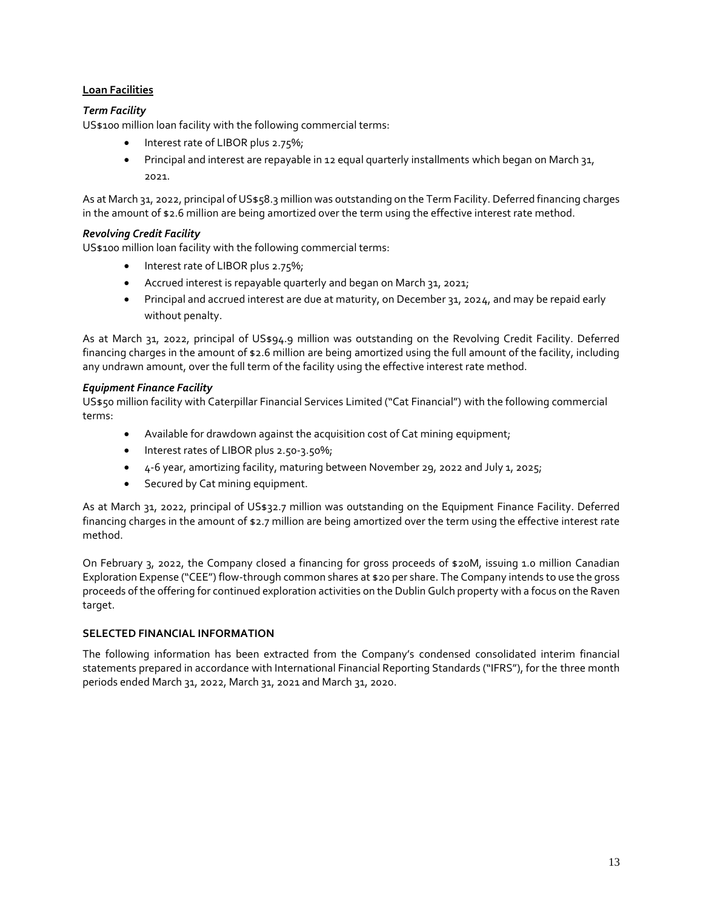## Loan Facilities

### *Term Facility*

US$100 million loan facility with the following commercial terms:

- Interest rate of LIBOR plus 2.75%;
- Principal and interest are repayable in 12 equal quarterly installments which began on March 31, 2021.

As at March 31, 2022, principal of US$58.3 million was outstanding on the Term Facility. Deferred financing charges in the amount of $2.6 million are being amortized over the term using the effective interest rate method.

### *Revolving Credit Facility*

US$100 million loan facility with the following commercial terms:

- Interest rate of LIBOR plus 2.75%;
- Accrued interest is repayable quarterly and began on March 31, 2021;
- Principal and accrued interest are due at maturity, on December 31, 2024, and may be repaid early without penalty.

As at March 31, 2022, principal of US$94.9 million was outstanding on the Revolving Credit Facility. Deferred financing charges in the amount of $2.6 million are being amortized using the full amount of the facility, including any undrawn amount, over the full term of the facility using the effective interest rate method.

### *Equipment Finance Facility*

US$50 million facility with Caterpillar Financial Services Limited ("Cat Financial") with the following commercial terms:

- Available for drawdown against the acquisition cost of Cat mining equipment;
- Interest rates of LIBOR plus 2.50-3.50%;
- 4-6 year, amortizing facility, maturing between November 29, 2022 and July 1, 2025;
- Secured by Cat mining equipment.

As at March 31, 2022, principal of US$32.7 million was outstanding on the Equipment Finance Facility. Deferred financing charges in the amount of $2.7 million are being amortized over the term using the effective interest rate method.

On February 3, 2022, the Company closed a financing for gross proceeds of $20M, issuing 1.0 million Canadian Exploration Expense ("CEE") flow-through common shares at $20 per share. The Company intends to use the gross proceeds of the offering for continued exploration activities on the Dublin Gulch property with a focus on the Raven target.

## SELECTED FINANCIAL INFORMATION

The following information has been extracted from the Company's condensed consolidated interim financial statements prepared in accordance with International Financial Reporting Standards ("IFRS"), for the three month periods ended March 31, 2022, March 31, 2021 and March 31, 2020.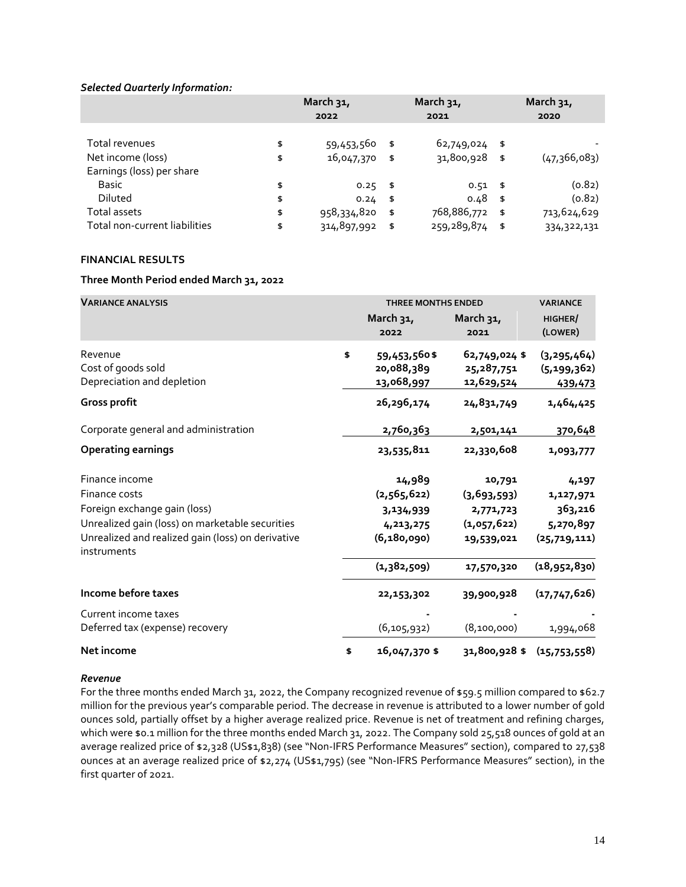***Selected Quarterly Information:***

| | March 31, 2022 | March 31, 2021 | March 31, 2020 |
|---|---|---|---|
| Total revenues | $ 59,453,560 | $ 62,749,024 | $ - |
| Net income (loss) | $ 16,047,370 | $ 31,800,928 | $ (47,366,083) |
| Earnings (loss) per share | | | |
| Basic | $ 0.25 | $ 0.51 | $ (0.82) |
| Diluted | $ 0.24 | $ 0.48 | $ (0.82) |
| Total assets | $ 958,334,820 | $ 768,886,772 | $ 713,624,629 |
| Total non-current liabilities | $ 314,897,992 | $ 259,289,874 | $ 334,322,131 |

**FINANCIAL RESULTS**

**Three Month Period ended March 31, 2022**

| VARIANCE ANALYSIS | THREE MONTHS ENDED | | VARIANCE |
|---|---|---|---|
| | March 31, 2022 | March 31, 2021 | HIGHER/ (LOWER) |
| Revenue | $ 59,453,560 | $ 62,749,024 | $ (3,295,464) |
| Cost of goods sold | 20,088,389 | 25,287,751 | (5,199,362) |
| Depreciation and depletion | 13,068,997 | 12,629,524 | 439,473 |
| **Gross profit** | **26,296,174** | **24,831,749** | **1,464,425** |
| Corporate general and administration | 2,760,363 | 2,501,141 | 370,648 |
| **Operating earnings** | **23,535,811** | **22,330,608** | **1,093,777** |
| Finance income | 14,989 | 10,791 | 4,197 |
| Finance costs | (2,565,622) | (3,693,593) | 1,127,971 |
| Foreign exchange gain (loss) | 3,134,939 | 2,771,723 | 363,216 |
| Unrealized gain (loss) on marketable securities | 4,213,275 | (1,057,622) | 5,270,897 |
| Unrealized and realized gain (loss) on derivative instruments | (6,180,090) | 19,539,021 | (25,719,111) |
| | (1,382,509) | 17,570,320 | (18,952,830) |
| **Income before taxes** | **22,153,302** | **39,900,928** | **(17,747,626)** |
| Current income taxes | - | - | - |
| Deferred tax (expense) recovery | (6,105,932) | (8,100,000) | 1,994,068 |
| **Net income** | **$ 16,047,370** | **$ 31,800,928** | **$ (15,753,558)** |

***Revenue***

For the three months ended March 31, 2022, the Company recognized revenue of $59.5 million compared to $62.7 million for the previous year's comparable period. The decrease in revenue is attributed to a lower number of gold ounces sold, partially offset by a higher average realized price. Revenue is net of treatment and refining charges, which were $0.1 million for the three months ended March 31, 2022. The Company sold 25,518 ounces of gold at an average realized price of $2,328 (US$1,838) (see "Non-IFRS Performance Measures" section), compared to 27,538 ounces at an average realized price of $2,274 (US$1,795) (see "Non-IFRS Performance Measures" section), in the first quarter of 2021.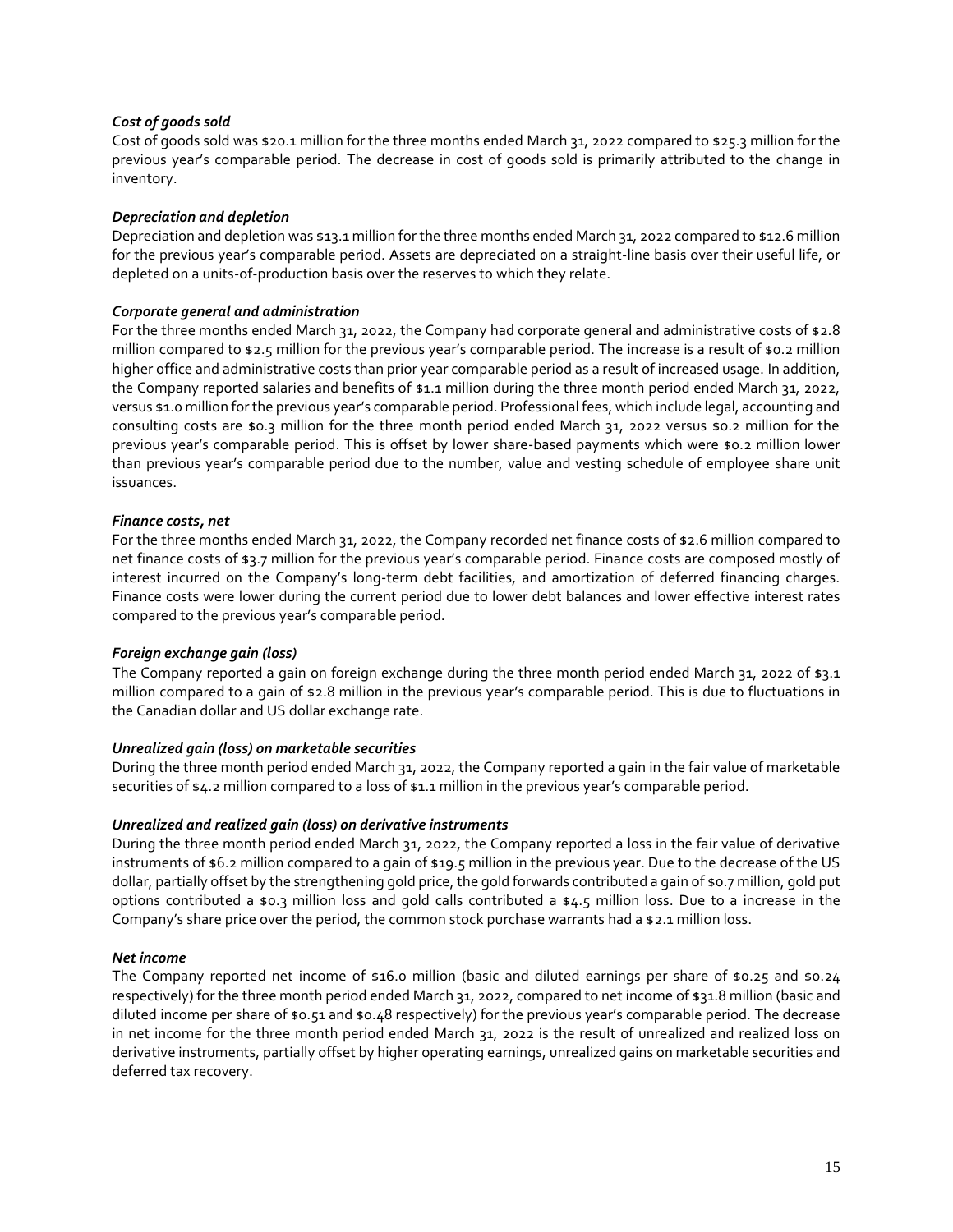***Cost of goods sold***

Cost of goods sold was $20.1 million for the three months ended March 31, 2022 compared to $25.3 million for the previous year's comparable period. The decrease in cost of goods sold is primarily attributed to the change in inventory.

***Depreciation and depletion***

Depreciation and depletion was $13.1 million for the three months ended March 31, 2022 compared to $12.6 million for the previous year's comparable period. Assets are depreciated on a straight-line basis over their useful life, or depleted on a units-of-production basis over the reserves to which they relate.

***Corporate general and administration***

For the three months ended March 31, 2022, the Company had corporate general and administrative costs of $2.8 million compared to $2.5 million for the previous year's comparable period. The increase is a result of $0.2 million higher office and administrative costs than prior year comparable period as a result of increased usage. In addition, the Company reported salaries and benefits of $1.1 million during the three month period ended March 31, 2022, versus $1.0 million for the previous year's comparable period. Professional fees, which include legal, accounting and consulting costs are $0.3 million for the three month period ended March 31, 2022 versus $0.2 million for the previous year's comparable period. This is offset by lower share-based payments which were $0.2 million lower than previous year's comparable period due to the number, value and vesting schedule of employee share unit issuances.

***Finance costs, net***

For the three months ended March 31, 2022, the Company recorded net finance costs of $2.6 million compared to net finance costs of $3.7 million for the previous year's comparable period. Finance costs are composed mostly of interest incurred on the Company's long-term debt facilities, and amortization of deferred financing charges. Finance costs were lower during the current period due to lower debt balances and lower effective interest rates compared to the previous year's comparable period.

***Foreign exchange gain (loss)***

The Company reported a gain on foreign exchange during the three month period ended March 31, 2022 of $3.1 million compared to a gain of $2.8 million in the previous year's comparable period. This is due to fluctuations in the Canadian dollar and US dollar exchange rate.

***Unrealized gain (loss) on marketable securities***

During the three month period ended March 31, 2022, the Company reported a gain in the fair value of marketable securities of $4.2 million compared to a loss of $1.1 million in the previous year's comparable period.

***Unrealized and realized gain (loss) on derivative instruments***

During the three month period ended March 31, 2022, the Company reported a loss in the fair value of derivative instruments of $6.2 million compared to a gain of $19.5 million in the previous year. Due to the decrease of the US dollar, partially offset by the strengthening gold price, the gold forwards contributed a gain of $0.7 million, gold put options contributed a $0.3 million loss and gold calls contributed a $4.5 million loss. Due to a increase in the Company's share price over the period, the common stock purchase warrants had a $2.1 million loss.

***Net income***

The Company reported net income of $16.0 million (basic and diluted earnings per share of $0.25 and $0.24 respectively) for the three month period ended March 31, 2022, compared to net income of $31.8 million (basic and diluted income per share of $0.51 and $0.48 respectively) for the previous year's comparable period. The decrease in net income for the three month period ended March 31, 2022 is the result of unrealized and realized loss on derivative instruments, partially offset by higher operating earnings, unrealized gains on marketable securities and deferred tax recovery.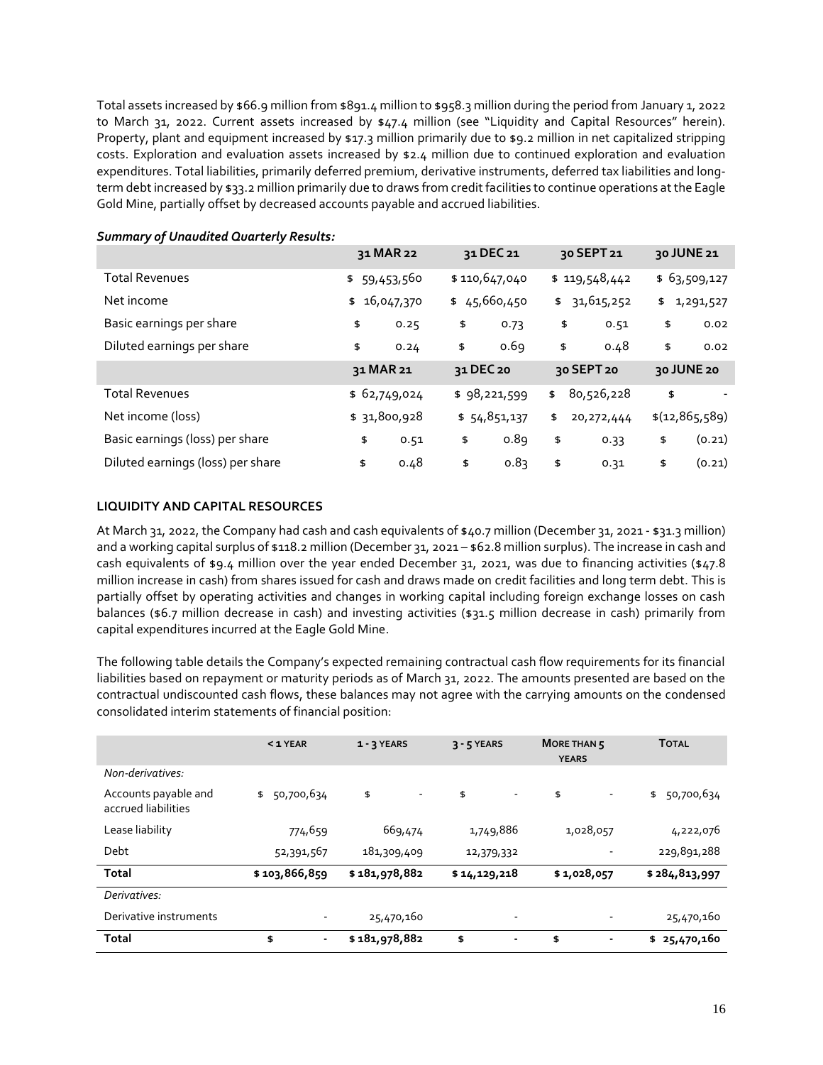Total assets increased by $66.9 million from $891.4 million to $958.3 million during the period from January 1, 2022 to March 31, 2022. Current assets increased by $47.4 million (see "Liquidity and Capital Resources" herein). Property, plant and equipment increased by $17.3 million primarily due to $9.2 million in net capitalized stripping costs. Exploration and evaluation assets increased by $2.4 million due to continued exploration and evaluation expenditures. Total liabilities, primarily deferred premium, derivative instruments, deferred tax liabilities and long-term debt increased by $33.2 million primarily due to draws from credit facilities to continue operations at the Eagle Gold Mine, partially offset by decreased accounts payable and accrued liabilities.

***Summary of Unaudited Quarterly Results:***

| | 31 MAR 22 | 31 DEC 21 | 30 SEPT 21 | 30 JUNE 21 |
|---|---|---|---|---|
| Total Revenues | $ 59,453,560 | $ 110,647,040 | $ 119,548,442 | $ 63,509,127 |
| Net income | $ 16,047,370 | $ 45,660,450 | $ 31,615,252 | $ 1,291,527 |
| Basic earnings per share | $ 0.25 | $ 0.73 | $ 0.51 | $ 0.02 |
| Diluted earnings per share | $ 0.24 | $ 0.69 | $ 0.48 | $ 0.02 |
| | **31 MAR 21** | **31 DEC 20** | **30 SEPT 20** | **30 JUNE 20** |
| Total Revenues | $ 62,749,024 | $ 98,221,599 | $ 80,526,228 | $ - |
| Net income (loss) | $ 31,800,928 | $ 54,851,137 | $ 20,272,444 | $(12,865,589) |
| Basic earnings (loss) per share | $ 0.51 | $ 0.89 | $ 0.33 | $ (0.21) |
| Diluted earnings (loss) per share | $ 0.48 | $ 0.83 | $ 0.31 | $ (0.21) |

**LIQUIDITY AND CAPITAL RESOURCES**

At March 31, 2022, the Company had cash and cash equivalents of $40.7 million (December 31, 2021 - $31.3 million) and a working capital surplus of $118.2 million (December 31, 2021 – $62.8 million surplus). The increase in cash and cash equivalents of $9.4 million over the year ended December 31, 2021, was due to financing activities ($47.8 million increase in cash) from shares issued for cash and draws made on credit facilities and long term debt. This is partially offset by operating activities and changes in working capital including foreign exchange losses on cash balances ($6.7 million decrease in cash) and investing activities ($31.5 million decrease in cash) primarily from capital expenditures incurred at the Eagle Gold Mine.

The following table details the Company's expected remaining contractual cash flow requirements for its financial liabilities based on repayment or maturity periods as of March 31, 2022. The amounts presented are based on the contractual undiscounted cash flows, these balances may not agree with the carrying amounts on the condensed consolidated interim statements of financial position:

| | < 1 YEAR | 1 - 3 YEARS | 3 - 5 YEARS | MORE THAN 5 YEARS | TOTAL |
|---|---|---|---|---|---|
| *Non-derivatives:* | | | | | |
| Accounts payable and accrued liabilities | $ 50,700,634 | $ - | $ - | $ - | $ 50,700,634 |
| Lease liability | 774,659 | 669,474 | 1,749,886 | 1,028,057 | 4,222,076 |
| Debt | 52,391,567 | 181,309,409 | 12,379,332 | - | 229,891,288 |
| **Total** | **$ 103,866,859** | **$ 181,978,882** | **$ 14,129,218** | **$ 1,028,057** | **$ 284,813,997** |
| *Derivatives:* | | | | | |
| Derivative instruments | - | 25,470,160 | - | - | 25,470,160 |
| **Total** | **$ -** | **$ 181,978,882** | **$ -** | **$ -** | **$ 25,470,160** |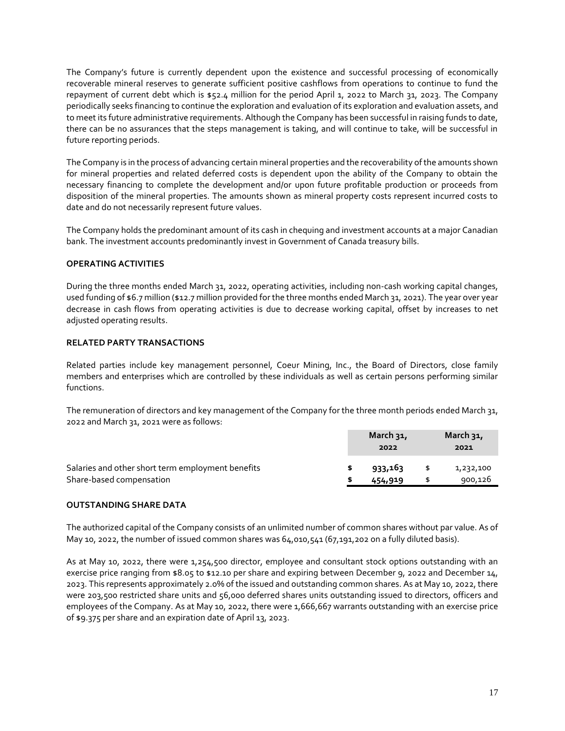The Company's future is currently dependent upon the existence and successful processing of economically recoverable mineral reserves to generate sufficient positive cashflows from operations to continue to fund the repayment of current debt which is $52.4 million for the period April 1, 2022 to March 31, 2023. The Company periodically seeks financing to continue the exploration and evaluation of its exploration and evaluation assets, and to meet its future administrative requirements. Although the Company has been successful in raising funds to date, there can be no assurances that the steps management is taking, and will continue to take, will be successful in future reporting periods.

The Company is in the process of advancing certain mineral properties and the recoverability of the amounts shown for mineral properties and related deferred costs is dependent upon the ability of the Company to obtain the necessary financing to complete the development and/or upon future profitable production or proceeds from disposition of the mineral properties. The amounts shown as mineral property costs represent incurred costs to date and do not necessarily represent future values.

The Company holds the predominant amount of its cash in chequing and investment accounts at a major Canadian bank. The investment accounts predominantly invest in Government of Canada treasury bills.

**OPERATING ACTIVITIES**

During the three months ended March 31, 2022, operating activities, including non-cash working capital changes, used funding of $6.7 million ($12.7 million provided for the three months ended March 31, 2021). The year over year decrease in cash flows from operating activities is due to decrease working capital, offset by increases to net adjusted operating results.

**RELATED PARTY TRANSACTIONS**

Related parties include key management personnel, Coeur Mining, Inc., the Board of Directors, close family members and enterprises which are controlled by these individuals as well as certain persons performing similar functions.

The remuneration of directors and key management of the Company for the three month periods ended March 31, 2022 and March 31, 2021 were as follows:

| | March 31, 2022 | March 31, 2021 |
|---|---|---|
| Salaries and other short term employment benefits | $ **933,163** | $ 1,232,100 |
| Share-based compensation | $ **454,919** | $ 900,126 |

**OUTSTANDING SHARE DATA**

The authorized capital of the Company consists of an unlimited number of common shares without par value. As of May 10, 2022, the number of issued common shares was 64,010,541 (67,191,202 on a fully diluted basis).

As at May 10, 2022, there were 1,254,500 director, employee and consultant stock options outstanding with an exercise price ranging from $8.05 to $12.10 per share and expiring between December 9, 2022 and December 14, 2023. This represents approximately 2.0% of the issued and outstanding common shares. As at May 10, 2022, there were 203,500 restricted share units and 56,000 deferred shares units outstanding issued to directors, officers and employees of the Company. As at May 10, 2022, there were 1,666,667 warrants outstanding with an exercise price of $9.375 per share and an expiration date of April 13, 2023.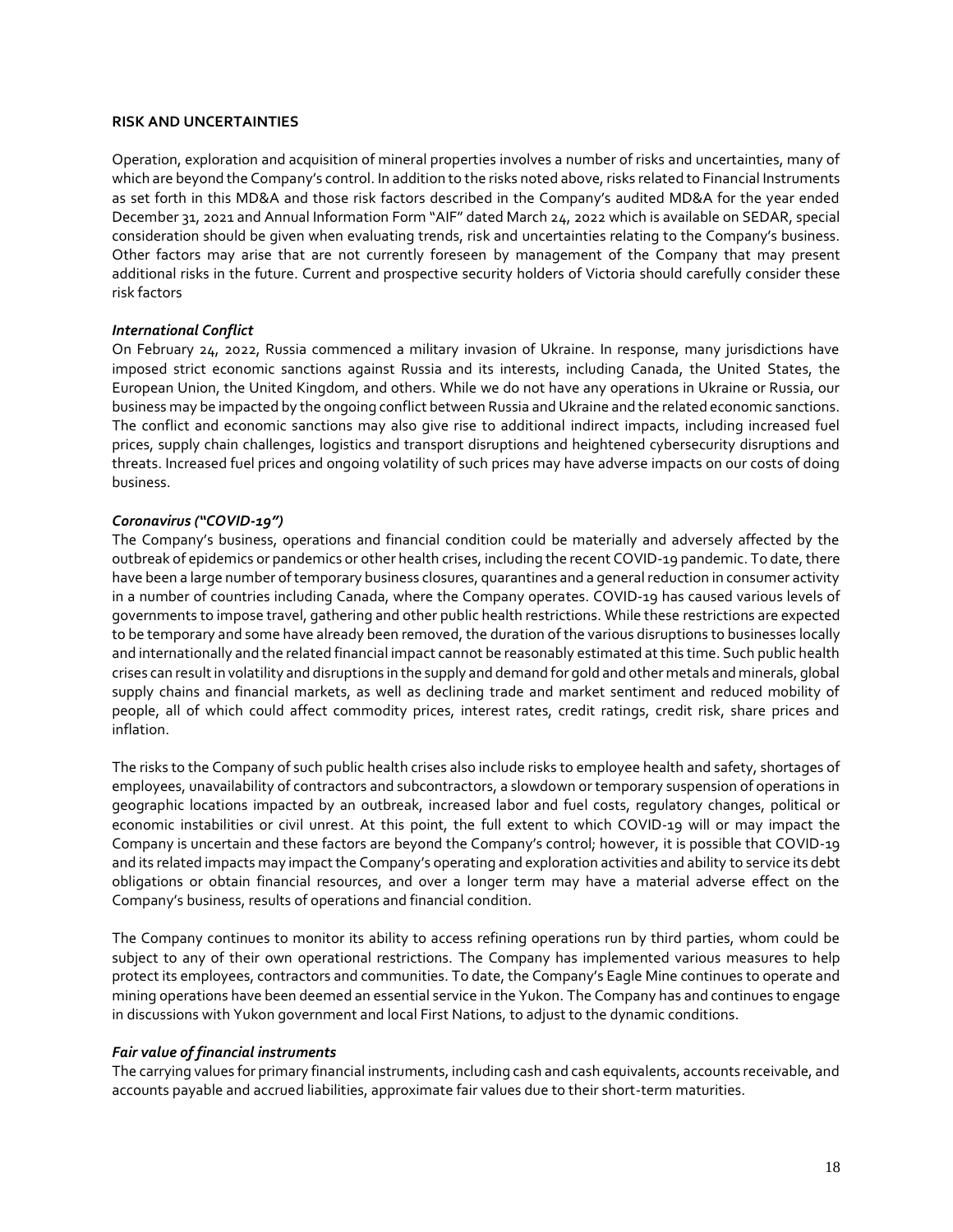## RISK AND UNCERTAINTIES

Operation, exploration and acquisition of mineral properties involves a number of risks and uncertainties, many of which are beyond the Company's control. In addition to the risks noted above, risks related to Financial Instruments as set forth in this MD&A and those risk factors described in the Company's audited MD&A for the year ended December 31, 2021 and Annual Information Form "AIF" dated March 24, 2022 which is available on SEDAR, special consideration should be given when evaluating trends, risk and uncertainties relating to the Company's business. Other factors may arise that are not currently foreseen by management of the Company that may present additional risks in the future. Current and prospective security holders of Victoria should carefully consider these risk factors

### *International Conflict*

On February 24, 2022, Russia commenced a military invasion of Ukraine. In response, many jurisdictions have imposed strict economic sanctions against Russia and its interests, including Canada, the United States, the European Union, the United Kingdom, and others. While we do not have any operations in Ukraine or Russia, our business may be impacted by the ongoing conflict between Russia and Ukraine and the related economic sanctions. The conflict and economic sanctions may also give rise to additional indirect impacts, including increased fuel prices, supply chain challenges, logistics and transport disruptions and heightened cybersecurity disruptions and threats. Increased fuel prices and ongoing volatility of such prices may have adverse impacts on our costs of doing business.

### *Coronavirus ("COVID-19")*

The Company's business, operations and financial condition could be materially and adversely affected by the outbreak of epidemics or pandemics or other health crises, including the recent COVID-19 pandemic. To date, there have been a large number of temporary business closures, quarantines and a general reduction in consumer activity in a number of countries including Canada, where the Company operates. COVID-19 has caused various levels of governments to impose travel, gathering and other public health restrictions. While these restrictions are expected to be temporary and some have already been removed, the duration of the various disruptions to businesses locally and internationally and the related financial impact cannot be reasonably estimated at this time. Such public health crises can result in volatility and disruptions in the supply and demand for gold and other metals and minerals, global supply chains and financial markets, as well as declining trade and market sentiment and reduced mobility of people, all of which could affect commodity prices, interest rates, credit ratings, credit risk, share prices and inflation.

The risks to the Company of such public health crises also include risks to employee health and safety, shortages of employees, unavailability of contractors and subcontractors, a slowdown or temporary suspension of operations in geographic locations impacted by an outbreak, increased labor and fuel costs, regulatory changes, political or economic instabilities or civil unrest. At this point, the full extent to which COVID-19 will or may impact the Company is uncertain and these factors are beyond the Company's control; however, it is possible that COVID-19 and its related impacts may impact the Company's operating and exploration activities and ability to service its debt obligations or obtain financial resources, and over a longer term may have a material adverse effect on the Company's business, results of operations and financial condition.

The Company continues to monitor its ability to access refining operations run by third parties, whom could be subject to any of their own operational restrictions. The Company has implemented various measures to help protect its employees, contractors and communities. To date, the Company's Eagle Mine continues to operate and mining operations have been deemed an essential service in the Yukon. The Company has and continues to engage in discussions with Yukon government and local First Nations, to adjust to the dynamic conditions.

### *Fair value of financial instruments*

The carrying values for primary financial instruments, including cash and cash equivalents, accounts receivable, and accounts payable and accrued liabilities, approximate fair values due to their short-term maturities.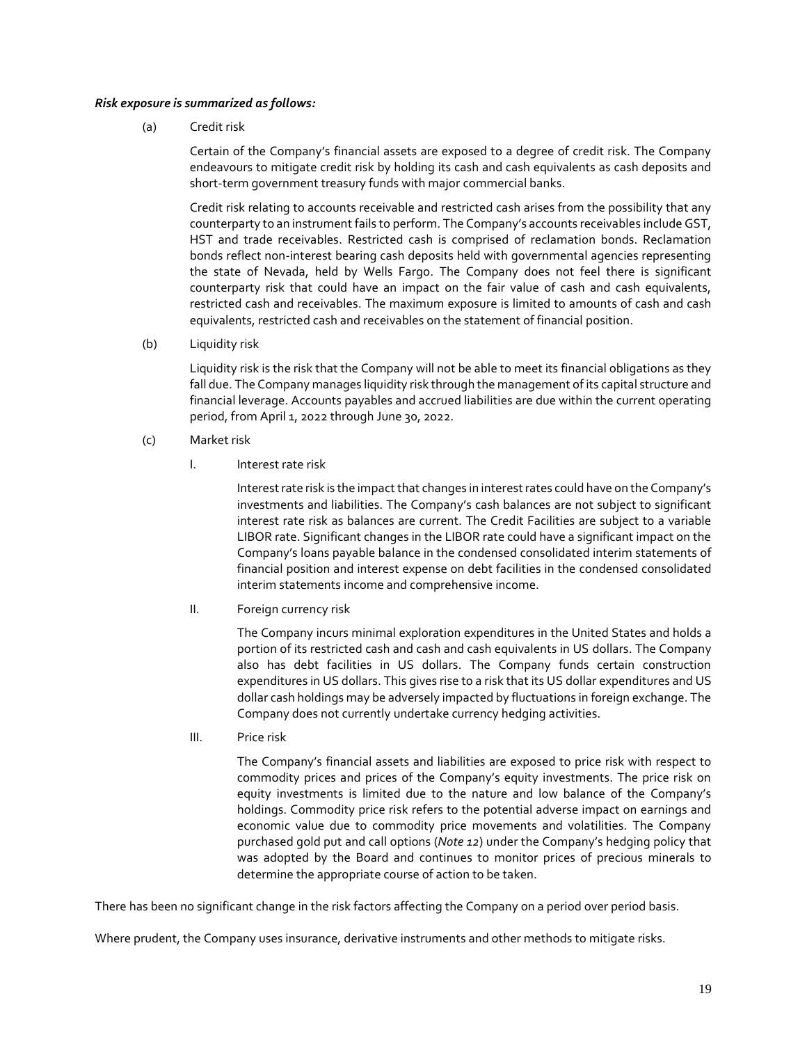***Risk exposure is summarized as follows:***

(a) Credit risk

Certain of the Company's financial assets are exposed to a degree of credit risk. The Company endeavours to mitigate credit risk by holding its cash and cash equivalents as cash deposits and short-term government treasury funds with major commercial banks.

Credit risk relating to accounts receivable and restricted cash arises from the possibility that any counterparty to an instrument fails to perform. The Company's accounts receivables include GST, HST and trade receivables. Restricted cash is comprised of reclamation bonds. Reclamation bonds reflect non-interest bearing cash deposits held with governmental agencies representing the state of Nevada, held by Wells Fargo. The Company does not feel there is significant counterparty risk that could have an impact on the fair value of cash and cash equivalents, restricted cash and receivables. The maximum exposure is limited to amounts of cash and cash equivalents, restricted cash and receivables on the statement of financial position.

(b) Liquidity risk

Liquidity risk is the risk that the Company will not be able to meet its financial obligations as they fall due. The Company manages liquidity risk through the management of its capital structure and financial leverage. Accounts payables and accrued liabilities are due within the current operating period, from April 1, 2022 through June 30, 2022.

(c) Market risk

I. Interest rate risk

Interest rate risk is the impact that changes in interest rates could have on the Company's investments and liabilities. The Company's cash balances are not subject to significant interest rate risk as balances are current. The Credit Facilities are subject to a variable LIBOR rate. Significant changes in the LIBOR rate could have a significant impact on the Company's loans payable balance in the condensed consolidated interim statements of financial position and interest expense on debt facilities in the condensed consolidated interim statements income and comprehensive income.

II. Foreign currency risk

The Company incurs minimal exploration expenditures in the United States and holds a portion of its restricted cash and cash and cash equivalents in US dollars. The Company also has debt facilities in US dollars. The Company funds certain construction expenditures in US dollars. This gives rise to a risk that its US dollar expenditures and US dollar cash holdings may be adversely impacted by fluctuations in foreign exchange. The Company does not currently undertake currency hedging activities.

III. Price risk

The Company's financial assets and liabilities are exposed to price risk with respect to commodity prices and prices of the Company's equity investments. The price risk on equity investments is limited due to the nature and low balance of the Company's holdings. Commodity price risk refers to the potential adverse impact on earnings and economic value due to commodity price movements and volatilities. The Company purchased gold put and call options (*Note 12*) under the Company's hedging policy that was adopted by the Board and continues to monitor prices of precious minerals to determine the appropriate course of action to be taken.

There has been no significant change in the risk factors affecting the Company on a period over period basis.

Where prudent, the Company uses insurance, derivative instruments and other methods to mitigate risks.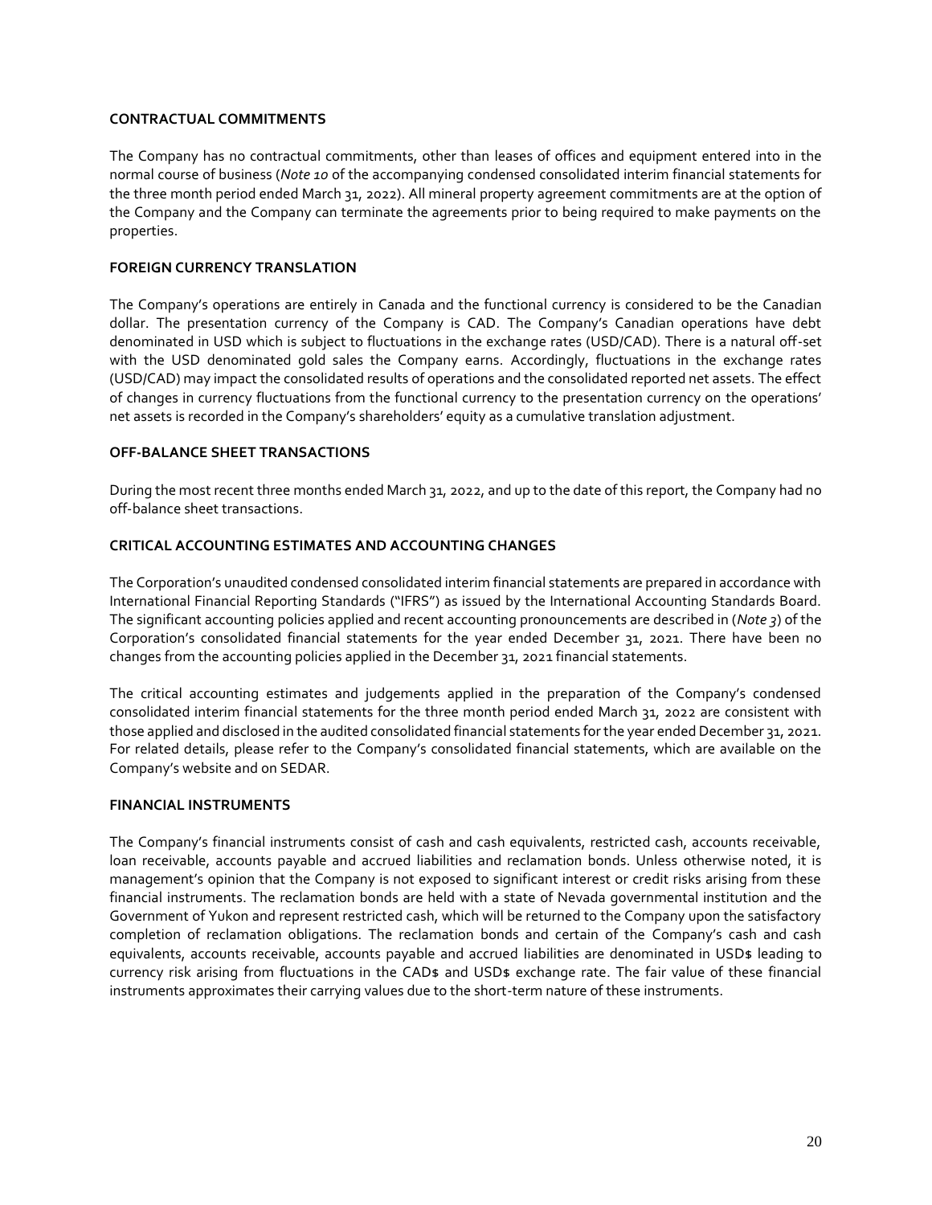## CONTRACTUAL COMMITMENTS

The Company has no contractual commitments, other than leases of offices and equipment entered into in the normal course of business (*Note 10* of the accompanying condensed consolidated interim financial statements for the three month period ended March 31, 2022). All mineral property agreement commitments are at the option of the Company and the Company can terminate the agreements prior to being required to make payments on the properties.

## FOREIGN CURRENCY TRANSLATION

The Company's operations are entirely in Canada and the functional currency is considered to be the Canadian dollar. The presentation currency of the Company is CAD. The Company's Canadian operations have debt denominated in USD which is subject to fluctuations in the exchange rates (USD/CAD). There is a natural off-set with the USD denominated gold sales the Company earns. Accordingly, fluctuations in the exchange rates (USD/CAD) may impact the consolidated results of operations and the consolidated reported net assets. The effect of changes in currency fluctuations from the functional currency to the presentation currency on the operations' net assets is recorded in the Company's shareholders' equity as a cumulative translation adjustment.

## OFF-BALANCE SHEET TRANSACTIONS

During the most recent three months ended March 31, 2022, and up to the date of this report, the Company had no off-balance sheet transactions.

## CRITICAL ACCOUNTING ESTIMATES AND ACCOUNTING CHANGES

The Corporation's unaudited condensed consolidated interim financial statements are prepared in accordance with International Financial Reporting Standards ("IFRS") as issued by the International Accounting Standards Board. The significant accounting policies applied and recent accounting pronouncements are described in (*Note 3*) of the Corporation's consolidated financial statements for the year ended December 31, 2021. There have been no changes from the accounting policies applied in the December 31, 2021 financial statements.

The critical accounting estimates and judgements applied in the preparation of the Company's condensed consolidated interim financial statements for the three month period ended March 31, 2022 are consistent with those applied and disclosed in the audited consolidated financial statements for the year ended December 31, 2021. For related details, please refer to the Company's consolidated financial statements, which are available on the Company's website and on SEDAR.

## FINANCIAL INSTRUMENTS

The Company's financial instruments consist of cash and cash equivalents, restricted cash, accounts receivable, loan receivable, accounts payable and accrued liabilities and reclamation bonds. Unless otherwise noted, it is management's opinion that the Company is not exposed to significant interest or credit risks arising from these financial instruments. The reclamation bonds are held with a state of Nevada governmental institution and the Government of Yukon and represent restricted cash, which will be returned to the Company upon the satisfactory completion of reclamation obligations. The reclamation bonds and certain of the Company's cash and cash equivalents, accounts receivable, accounts payable and accrued liabilities are denominated in USD$ leading to currency risk arising from fluctuations in the CAD$ and USD$ exchange rate. The fair value of these financial instruments approximates their carrying values due to the short-term nature of these instruments.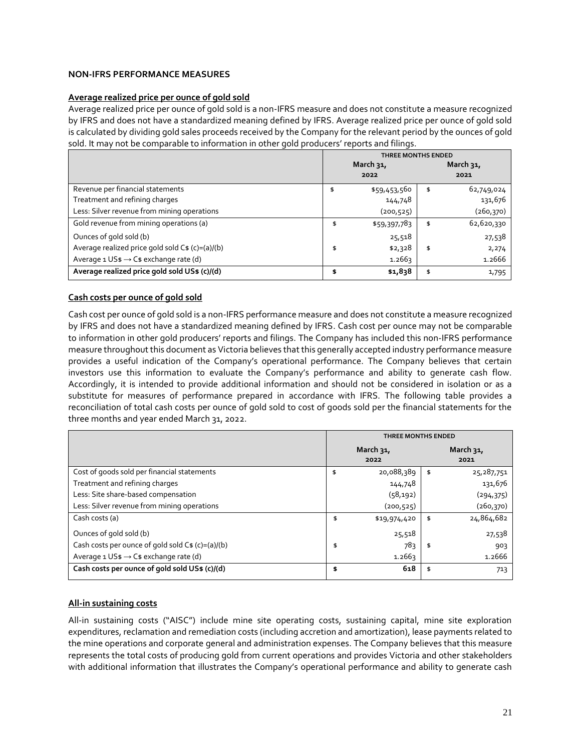## NON-IFRS PERFORMANCE MEASURES

### Average realized price per ounce of gold sold

Average realized price per ounce of gold sold is a non-IFRS measure and does not constitute a measure recognized by IFRS and does not have a standardized meaning defined by IFRS. Average realized price per ounce of gold sold is calculated by dividing gold sales proceeds received by the Company for the relevant period by the ounces of gold sold. It may not be comparable to information in other gold producers' reports and filings.

| | THREE MONTHS ENDED | |
|---|---|---|
| | March 31, 2022 | March 31, 2021 |
| Revenue per financial statements | $ $59,453,560 | $ 62,749,024 |
| Treatment and refining charges | 144,748 | 131,676 |
| Less: Silver revenue from mining operations | (200,525) | (260,370) |
| Gold revenue from mining operations (a) | $ $59,397,783 | $ 62,620,330 |
| Ounces of gold sold (b) | 25,518 | 27,538 |
| Average realized price gold sold C$ (c)=(a)/(b) | $ $2,328 | $ 2,274 |
| Average 1 US$ → C$ exchange rate (d) | 1.2663 | 1.2666 |
| **Average realized price gold sold US$ (c)/(d)** | **$ $1,838** | $ 1,795 |

### Cash costs per ounce of gold sold

Cash cost per ounce of gold sold is a non-IFRS performance measure and does not constitute a measure recognized by IFRS and does not have a standardized meaning defined by IFRS. Cash cost per ounce may not be comparable to information in other gold producers' reports and filings. The Company has included this non-IFRS performance measure throughout this document as Victoria believes that this generally accepted industry performance measure provides a useful indication of the Company's operational performance. The Company believes that certain investors use this information to evaluate the Company's performance and ability to generate cash flow. Accordingly, it is intended to provide additional information and should not be considered in isolation or as a substitute for measures of performance prepared in accordance with IFRS. The following table provides a reconciliation of total cash costs per ounce of gold sold to cost of goods sold per the financial statements for the three months and year ended March 31, 2022.

| | THREE MONTHS ENDED | |
|---|---|---|
| | March 31, 2022 | March 31, 2021 |
| Cost of goods sold per financial statements | $ 20,088,389 | $ 25,287,751 |
| Treatment and refining charges | 144,748 | 131,676 |
| Less: Site share-based compensation | (58,192) | (294,375) |
| Less: Silver revenue from mining operations | (200,525) | (260,370) |
| Cash costs (a) | $ $19,974,420 | $ 24,864,682 |
| Ounces of gold sold (b) | 25,518 | 27,538 |
| Cash costs per ounce of gold sold C$ (c)=(a)/(b) | $ 783 | $ 903 |
| Average 1 US$ → C$ exchange rate (d) | 1.2663 | 1.2666 |
| **Cash costs per ounce of gold sold US$ (c)/(d)** | **$ 618** | $ 713 |

### All-in sustaining costs

All-in sustaining costs ("AISC") include mine site operating costs, sustaining capital, mine site exploration expenditures, reclamation and remediation costs (including accretion and amortization), lease payments related to the mine operations and corporate general and administration expenses. The Company believes that this measure represents the total costs of producing gold from current operations and provides Victoria and other stakeholders with additional information that illustrates the Company's operational performance and ability to generate cash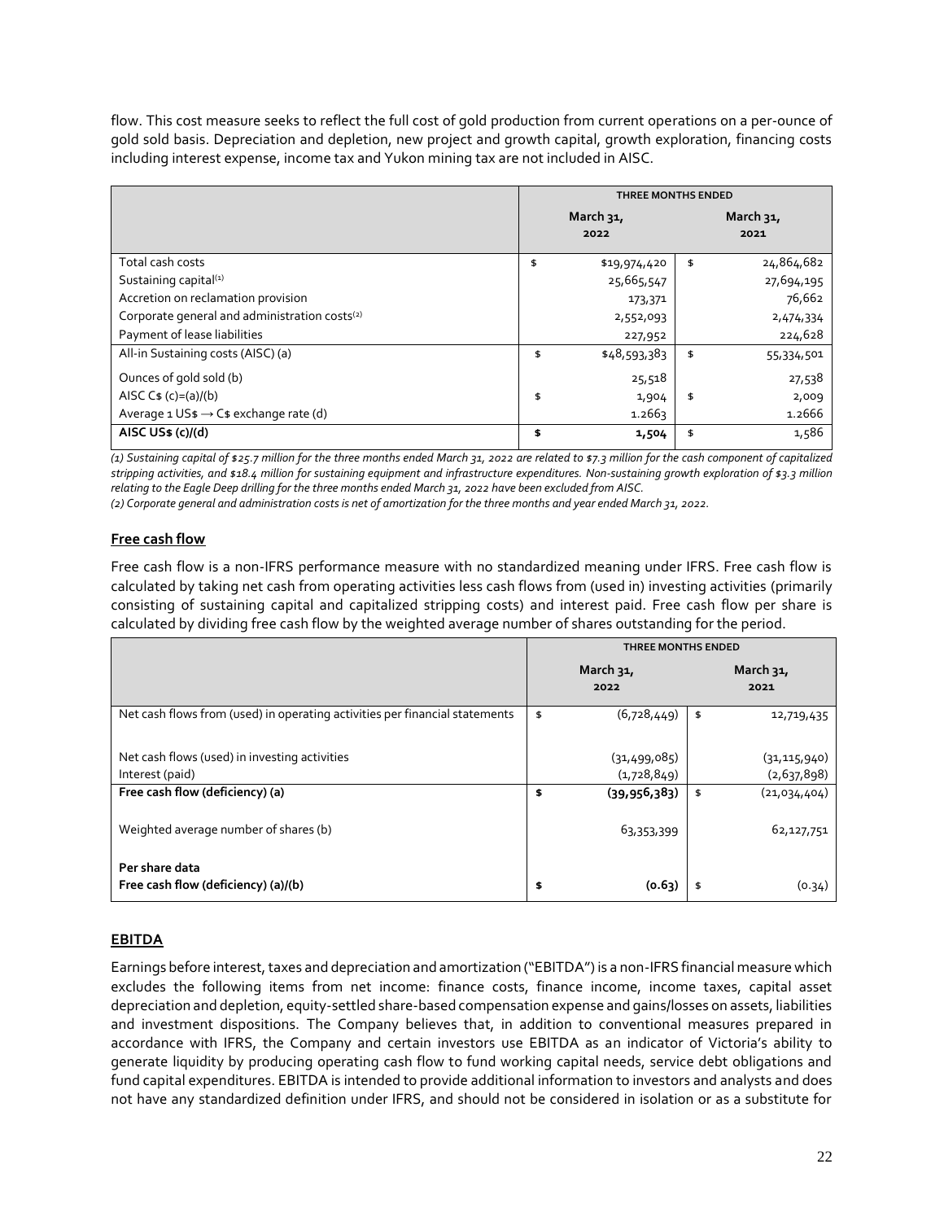flow. This cost measure seeks to reflect the full cost of gold production from current operations on a per-ounce of gold sold basis. Depreciation and depletion, new project and growth capital, growth exploration, financing costs including interest expense, income tax and Yukon mining tax are not included in AISC.

| | THREE MONTHS ENDED | | | |
|---|---|---|---|---|
| | | March 31, 2022 | | March 31, 2021 |
| Total cash costs | $ | $19,974,420 | $ | 24,864,682 |
| Sustaining capital[1] | | 25,665,547 | | 27,694,195 |
| Accretion on reclamation provision | | 173,371 | | 76,662 |
| Corporate general and administration costs[2] | | 2,552,093 | | 2,474,334 |
| Payment of lease liabilities | | 227,952 | | 224,628 |
| All-in Sustaining costs (AISC) (a) | $ | $48,593,383 | $ | 55,334,501 |
| Ounces of gold sold (b) | | 25,518 | | 27,538 |
| AISC C$ (c)=(a)/(b) | $ | 1,904 | $ | 2,009 |
| Average 1 US$ → C$ exchange rate (d) | | 1.2663 | | 1.2666 |
| **AISC US$ (c)/(d)** | **$** | **1,504** | $ | 1,586 |

*(1) Sustaining capital of $25.7 million for the three months ended March 31, 2022 are related to $7.3 million for the cash component of capitalized stripping activities, and $18.4 million for sustaining equipment and infrastructure expenditures. Non-sustaining growth exploration of $3.3 million relating to the Eagle Deep drilling for the three months ended March 31, 2022 have been excluded from AISC.*

*(2) Corporate general and administration costs is net of amortization for the three months and year ended March 31, 2022.*

## Free cash flow

Free cash flow is a non-IFRS performance measure with no standardized meaning under IFRS. Free cash flow is calculated by taking net cash from operating activities less cash flows from (used in) investing activities (primarily consisting of sustaining capital and capitalized stripping costs) and interest paid. Free cash flow per share is calculated by dividing free cash flow by the weighted average number of shares outstanding for the period.

| | THREE MONTHS ENDED | | | |
|---|---|---|---|---|
| | | March 31, 2022 | | March 31, 2021 |
| Net cash flows from (used) in operating activities per financial statements | $ | (6,728,449) | $ | 12,719,435 |
| Net cash flows (used) in investing activities | | (31,499,085) | | (31,115,940) |
| Interest (paid) | | (1,728,849) | | (2,637,898) |
| **Free cash flow (deficiency) (a)** | **$** | **(39,956,383)** | $ | (21,034,404) |
| Weighted average number of shares (b) | | 63,353,399 | | 62,127,751 |
| **Per share data** | | | | |
| **Free cash flow (deficiency) (a)/(b)** | **$** | **(0.63)** | $ | (0.34) |

## EBITDA

Earnings before interest, taxes and depreciation and amortization ("EBITDA") is a non-IFRS financial measure which excludes the following items from net income: finance costs, finance income, income taxes, capital asset depreciation and depletion, equity-settled share-based compensation expense and gains/losses on assets, liabilities and investment dispositions. The Company believes that, in addition to conventional measures prepared in accordance with IFRS, the Company and certain investors use EBITDA as an indicator of Victoria's ability to generate liquidity by producing operating cash flow to fund working capital needs, service debt obligations and fund capital expenditures. EBITDA is intended to provide additional information to investors and analysts and does not have any standardized definition under IFRS, and should not be considered in isolation or as a substitute for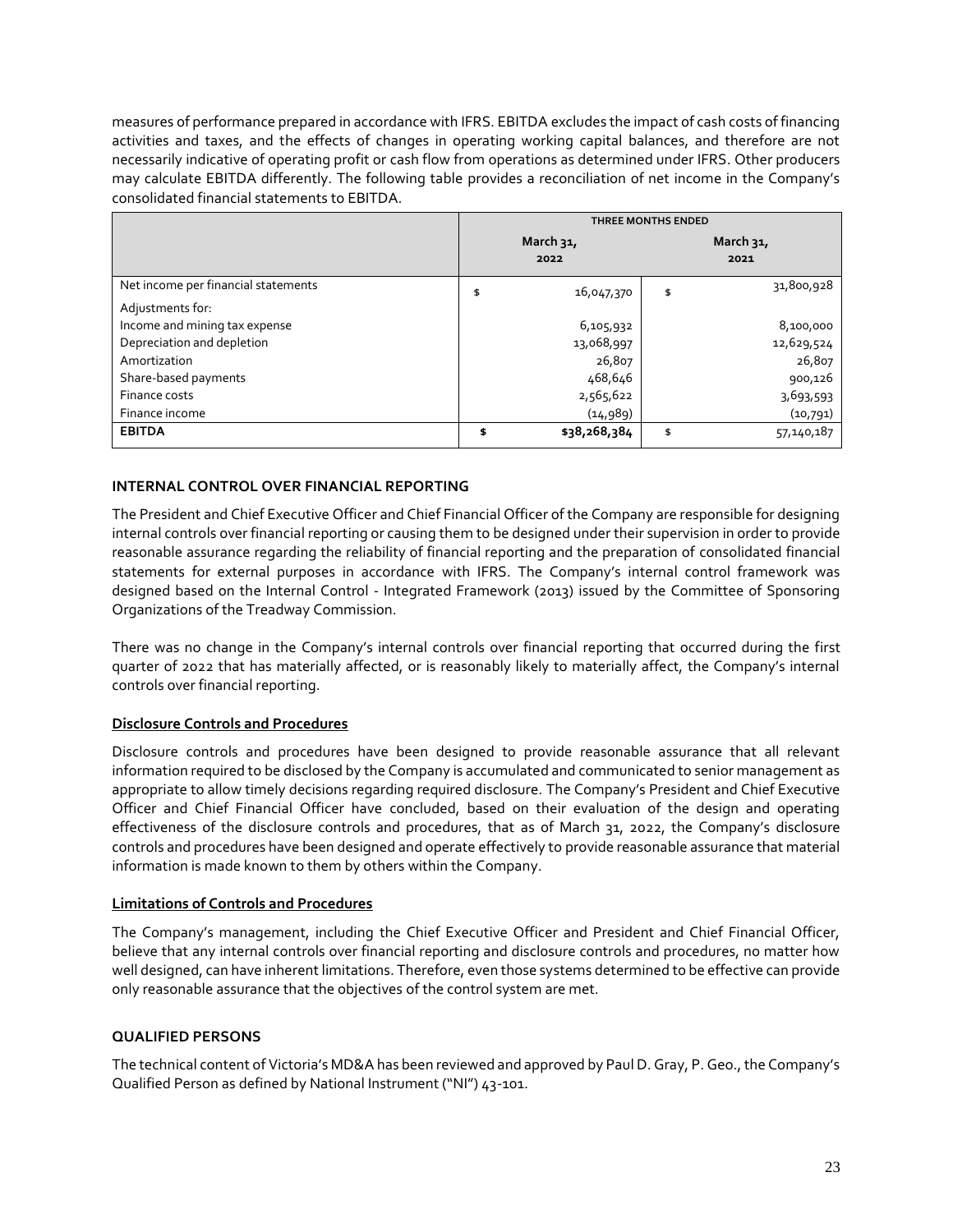measures of performance prepared in accordance with IFRS. EBITDA excludes the impact of cash costs of financing activities and taxes, and the effects of changes in operating working capital balances, and therefore are not necessarily indicative of operating profit or cash flow from operations as determined under IFRS. Other producers may calculate EBITDA differently. The following table provides a reconciliation of net income in the Company's consolidated financial statements to EBITDA.

| | THREE MONTHS ENDED | |
|---|---|---|
| | March 31, 2022 | March 31, 2021 |
| Net income per financial statements | $ 16,047,370 | $ 31,800,928 |
| Adjustments for: | | |
| Income and mining tax expense | 6,105,932 | 8,100,000 |
| Depreciation and depletion | 13,068,997 | 12,629,524 |
| Amortization | 26,807 | 26,807 |
| Share-based payments | 468,646 | 900,126 |
| Finance costs | 2,565,622 | 3,693,593 |
| Finance income | (14,989) | (10,791) |
| **EBITDA** | **$ $38,268,384** | $ 57,140,187 |

## INTERNAL CONTROL OVER FINANCIAL REPORTING

The President and Chief Executive Officer and Chief Financial Officer of the Company are responsible for designing internal controls over financial reporting or causing them to be designed under their supervision in order to provide reasonable assurance regarding the reliability of financial reporting and the preparation of consolidated financial statements for external purposes in accordance with IFRS. The Company's internal control framework was designed based on the Internal Control - Integrated Framework (2013) issued by the Committee of Sponsoring Organizations of the Treadway Commission.

There was no change in the Company's internal controls over financial reporting that occurred during the first quarter of 2022 that has materially affected, or is reasonably likely to materially affect, the Company's internal controls over financial reporting.

### Disclosure Controls and Procedures

Disclosure controls and procedures have been designed to provide reasonable assurance that all relevant information required to be disclosed by the Company is accumulated and communicated to senior management as appropriate to allow timely decisions regarding required disclosure. The Company's President and Chief Executive Officer and Chief Financial Officer have concluded, based on their evaluation of the design and operating effectiveness of the disclosure controls and procedures, that as of March 31, 2022, the Company's disclosure controls and procedures have been designed and operate effectively to provide reasonable assurance that material information is made known to them by others within the Company.

### Limitations of Controls and Procedures

The Company's management, including the Chief Executive Officer and President and Chief Financial Officer, believe that any internal controls over financial reporting and disclosure controls and procedures, no matter how well designed, can have inherent limitations. Therefore, even those systems determined to be effective can provide only reasonable assurance that the objectives of the control system are met.

## QUALIFIED PERSONS

The technical content of Victoria's MD&A has been reviewed and approved by Paul D. Gray, P. Geo., the Company's Qualified Person as defined by National Instrument ("NI") 43-101.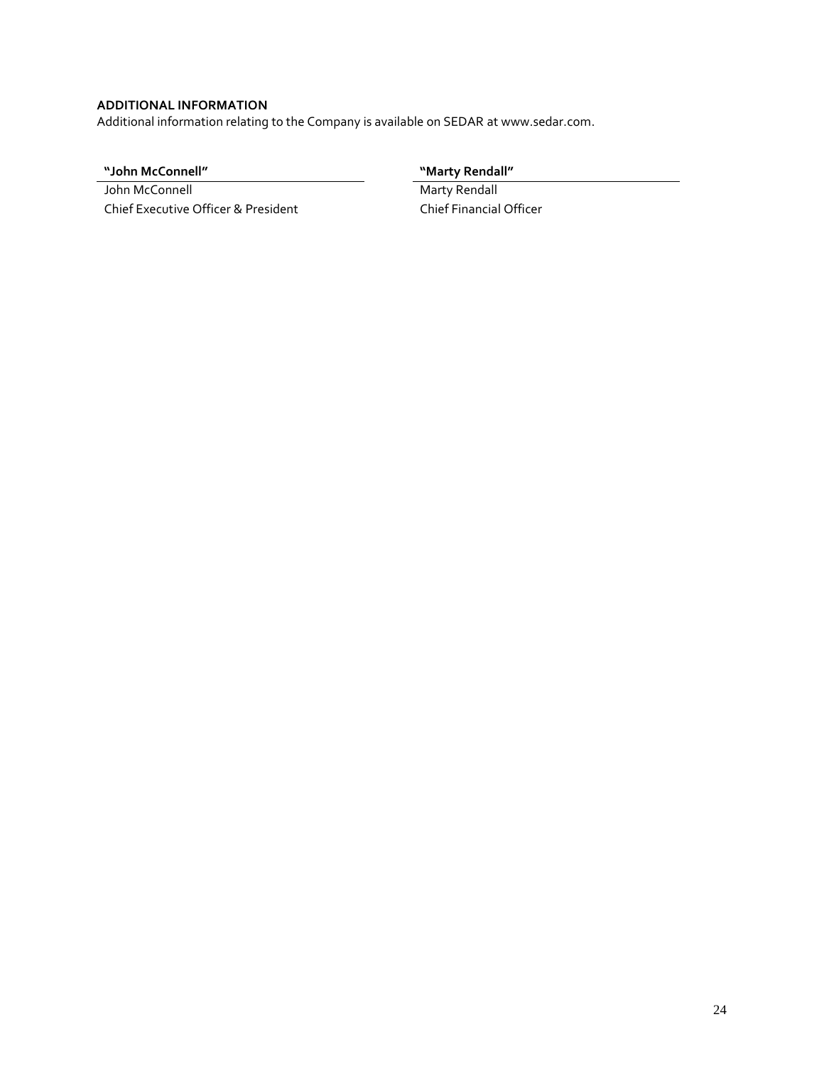## ADDITIONAL INFORMATION

Additional information relating to the Company is available on SEDAR at www.sedar.com.

| | |
|---|---|
| **"John McConnell"** | **"Marty Rendall"** |
| John McConnell | Marty Rendall |
| Chief Executive Officer & President | Chief Financial Officer |